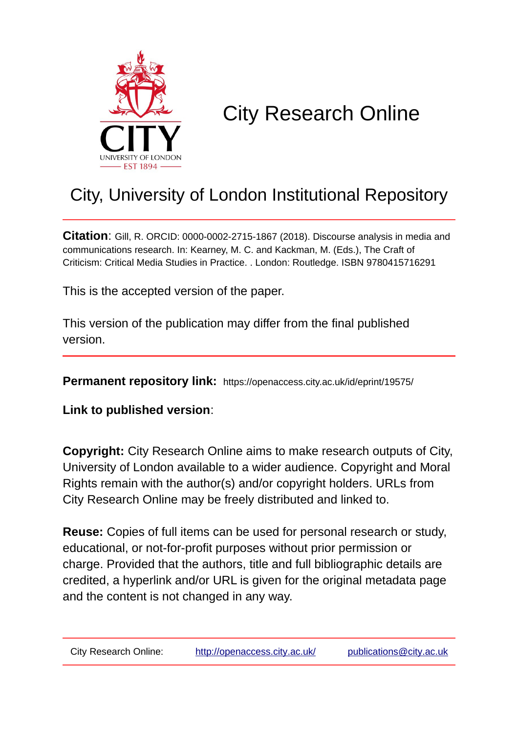CITY
UNIVERSITY OF LONDON
EST 1894

# City Research Online

## City, University of London Institutional Repository

**Citation**: Gill, R. ORCID: 0000-0002-2715-1867 (2018). Discourse analysis in media and communications research. In: Kearney, M. C. and Kackman, M. (Eds.), The Craft of Criticism: Critical Media Studies in Practice. . London: Routledge. ISBN 9780415716291

This is the accepted version of the paper.

This version of the publication may differ from the final published version.

**Permanent repository link:** https://openaccess.city.ac.uk/id/eprint/19575/

**Link to published version**:

**Copyright:** City Research Online aims to make research outputs of City, University of London available to a wider audience. Copyright and Moral Rights remain with the author(s) and/or copyright holders. URLs from City Research Online may be freely distributed and linked to.

**Reuse:** Copies of full items can be used for personal research or study, educational, or not-for-profit purposes without prior permission or charge. Provided that the authors, title and full bibliographic details are credited, a hyperlink and/or URL is given for the original metadata page and the content is not changed in any way.

City Research Online: http://openaccess.city.ac.uk/ publications@city.ac.uk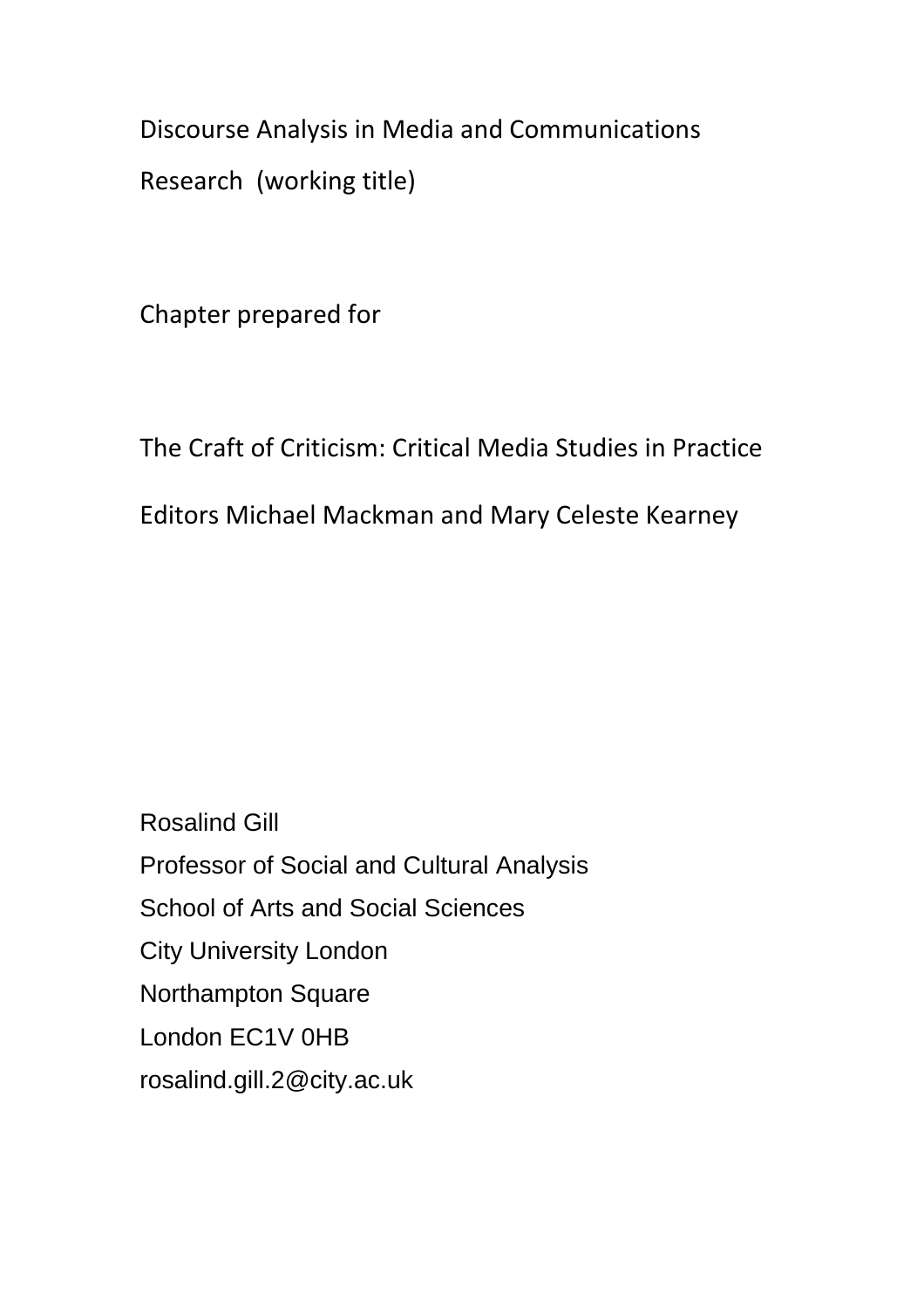Discourse Analysis in Media and Communications

Research (working title)

Chapter prepared for

The Craft of Criticism: Critical Media Studies in Practice

Editors Michael Mackman and Mary Celeste Kearney

Rosalind Gill
Professor of Social and Cultural Analysis
School of Arts and Social Sciences
City University London
Northampton Square
London EC1V 0HB
rosalind.gill.2@city.ac.uk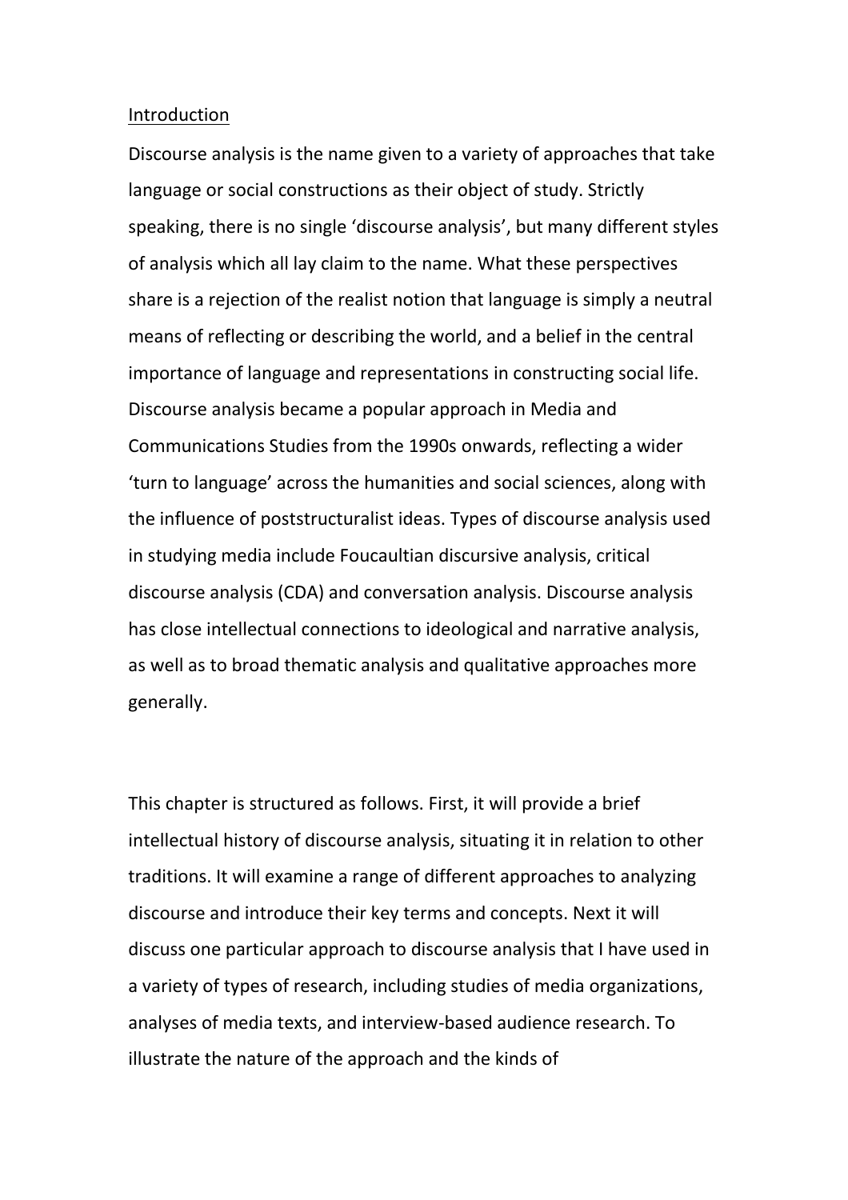## Introduction

Discourse analysis is the name given to a variety of approaches that take language or social constructions as their object of study. Strictly speaking, there is no single 'discourse analysis', but many different styles of analysis which all lay claim to the name. What these perspectives share is a rejection of the realist notion that language is simply a neutral means of reflecting or describing the world, and a belief in the central importance of language and representations in constructing social life. Discourse analysis became a popular approach in Media and Communications Studies from the 1990s onwards, reflecting a wider 'turn to language' across the humanities and social sciences, along with the influence of poststructuralist ideas. Types of discourse analysis used in studying media include Foucaultian discursive analysis, critical discourse analysis (CDA) and conversation analysis. Discourse analysis has close intellectual connections to ideological and narrative analysis, as well as to broad thematic analysis and qualitative approaches more generally.

This chapter is structured as follows. First, it will provide a brief intellectual history of discourse analysis, situating it in relation to other traditions. It will examine a range of different approaches to analyzing discourse and introduce their key terms and concepts. Next it will discuss one particular approach to discourse analysis that I have used in a variety of types of research, including studies of media organizations, analyses of media texts, and interview-based audience research. To illustrate the nature of the approach and the kinds of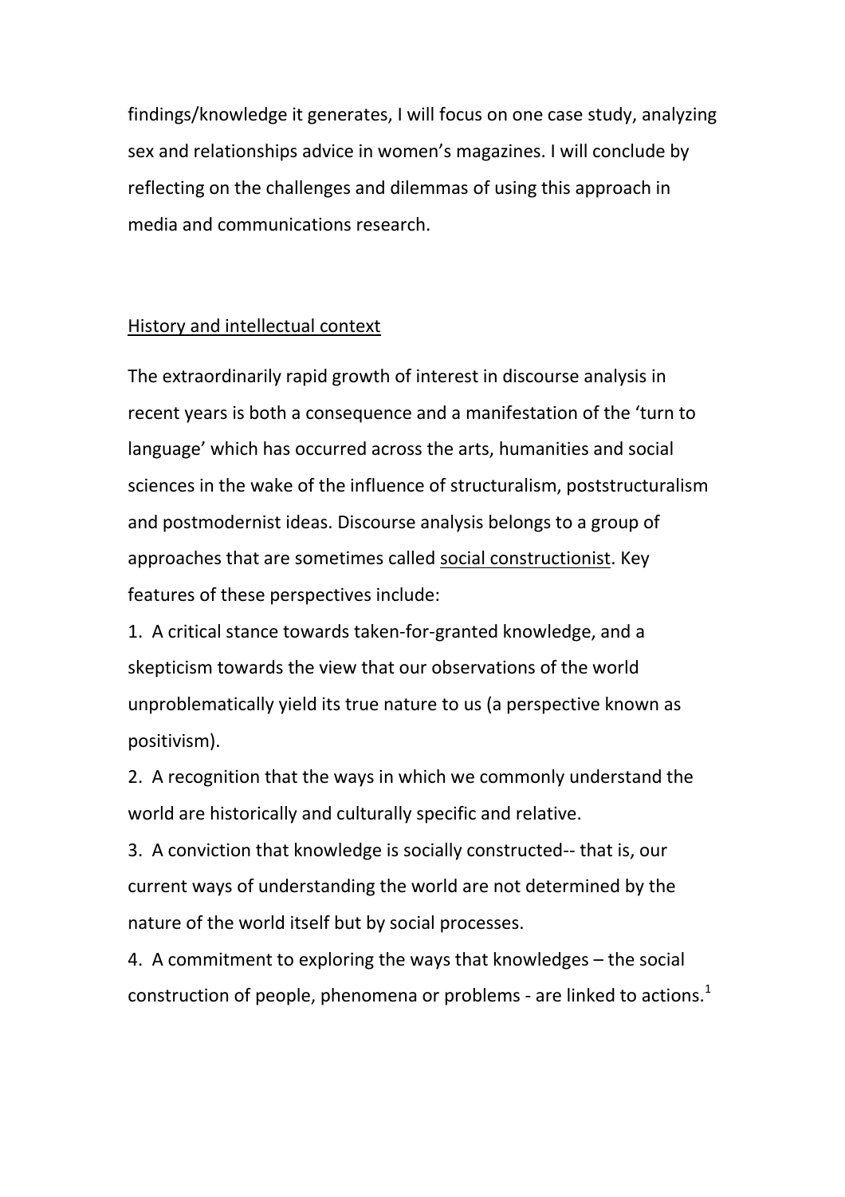findings/knowledge it generates, I will focus on one case study, analyzing sex and relationships advice in women's magazines. I will conclude by reflecting on the challenges and dilemmas of using this approach in media and communications research.

## History and intellectual context

The extraordinarily rapid growth of interest in discourse analysis in recent years is both a consequence and a manifestation of the 'turn to language' which has occurred across the arts, humanities and social sciences in the wake of the influence of structuralism, poststructuralism and postmodernist ideas. Discourse analysis belongs to a group of approaches that are sometimes called social constructionist. Key features of these perspectives include:

1. A critical stance towards taken-for-granted knowledge, and a skepticism towards the view that our observations of the world unproblematically yield its true nature to us (a perspective known as positivism).
2. A recognition that the ways in which we commonly understand the world are historically and culturally specific and relative.
3. A conviction that knowledge is socially constructed-- that is, our current ways of understanding the world are not determined by the nature of the world itself but by social processes.
4. A commitment to exploring the ways that knowledges – the social construction of people, phenomena or problems - are linked to actions.[1]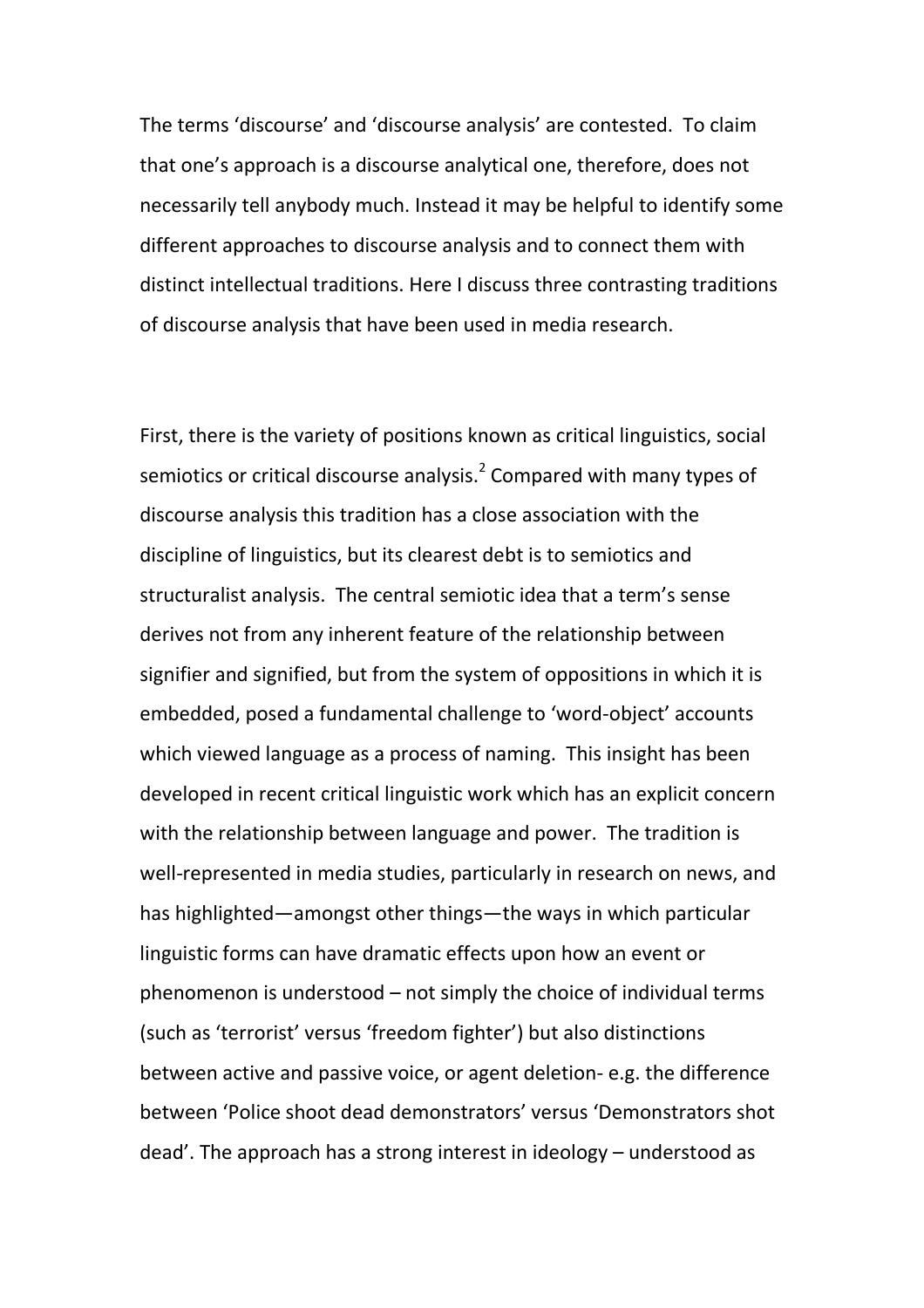The terms 'discourse' and 'discourse analysis' are contested. To claim that one's approach is a discourse analytical one, therefore, does not necessarily tell anybody much. Instead it may be helpful to identify some different approaches to discourse analysis and to connect them with distinct intellectual traditions. Here I discuss three contrasting traditions of discourse analysis that have been used in media research.

First, there is the variety of positions known as critical linguistics, social semiotics or critical discourse analysis.[2] Compared with many types of discourse analysis this tradition has a close association with the discipline of linguistics, but its clearest debt is to semiotics and structuralist analysis. The central semiotic idea that a term's sense derives not from any inherent feature of the relationship between signifier and signified, but from the system of oppositions in which it is embedded, posed a fundamental challenge to 'word-object' accounts which viewed language as a process of naming. This insight has been developed in recent critical linguistic work which has an explicit concern with the relationship between language and power. The tradition is well-represented in media studies, particularly in research on news, and has highlighted—amongst other things—the ways in which particular linguistic forms can have dramatic effects upon how an event or phenomenon is understood – not simply the choice of individual terms (such as 'terrorist' versus 'freedom fighter') but also distinctions between active and passive voice, or agent deletion- e.g. the difference between 'Police shoot dead demonstrators' versus 'Demonstrators shot dead'. The approach has a strong interest in ideology – understood as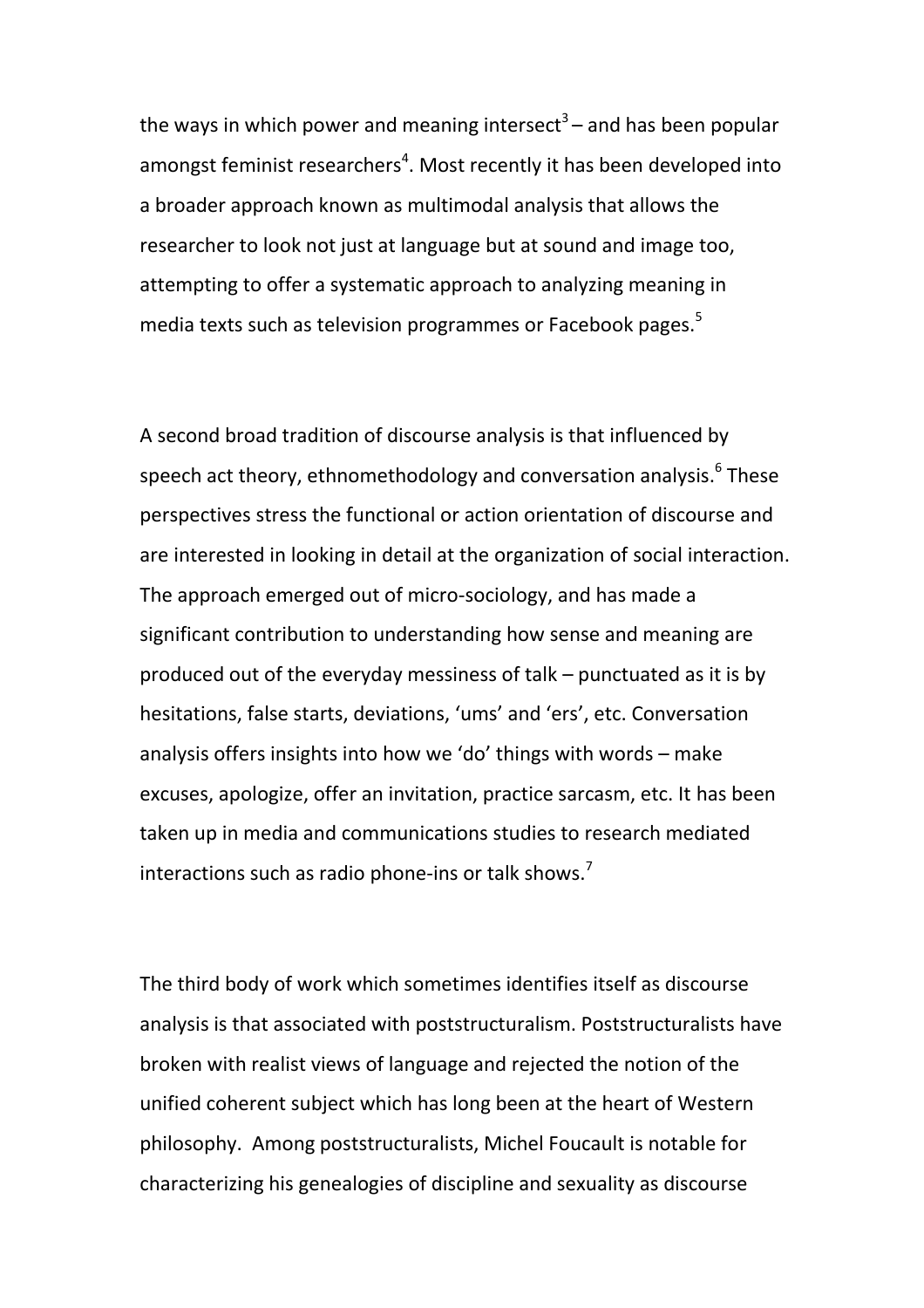the ways in which power and meaning intersect[3] – and has been popular amongst feminist researchers[4]. Most recently it has been developed into a broader approach known as multimodal analysis that allows the researcher to look not just at language but at sound and image too, attempting to offer a systematic approach to analyzing meaning in media texts such as television programmes or Facebook pages.[5]

A second broad tradition of discourse analysis is that influenced by speech act theory, ethnomethodology and conversation analysis.[6] These perspectives stress the functional or action orientation of discourse and are interested in looking in detail at the organization of social interaction. The approach emerged out of micro-sociology, and has made a significant contribution to understanding how sense and meaning are produced out of the everyday messiness of talk – punctuated as it is by hesitations, false starts, deviations, 'ums' and 'ers', etc. Conversation analysis offers insights into how we 'do' things with words – make excuses, apologize, offer an invitation, practice sarcasm, etc. It has been taken up in media and communications studies to research mediated interactions such as radio phone-ins or talk shows.[7]

The third body of work which sometimes identifies itself as discourse analysis is that associated with poststructuralism. Poststructuralists have broken with realist views of language and rejected the notion of the unified coherent subject which has long been at the heart of Western philosophy. Among poststructuralists, Michel Foucault is notable for characterizing his genealogies of discipline and sexuality as discourse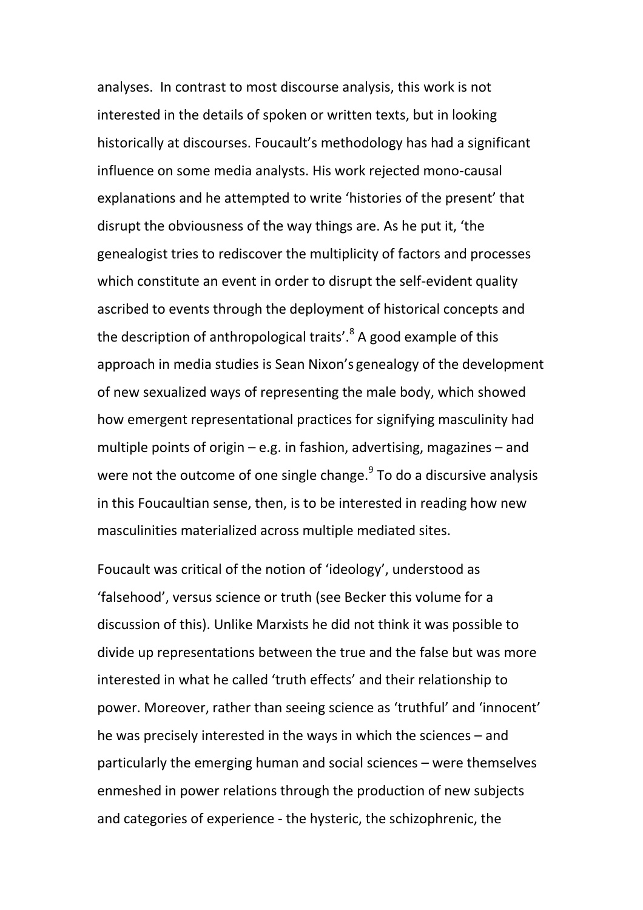analyses. In contrast to most discourse analysis, this work is not interested in the details of spoken or written texts, but in looking historically at discourses. Foucault's methodology has had a significant influence on some media analysts. His work rejected mono-causal explanations and he attempted to write 'histories of the present' that disrupt the obviousness of the way things are. As he put it, 'the genealogist tries to rediscover the multiplicity of factors and processes which constitute an event in order to disrupt the self-evident quality ascribed to events through the deployment of historical concepts and the description of anthropological traits'.[8] A good example of this approach in media studies is Sean Nixon's genealogy of the development of new sexualized ways of representing the male body, which showed how emergent representational practices for signifying masculinity had multiple points of origin – e.g. in fashion, advertising, magazines – and were not the outcome of one single change.[9] To do a discursive analysis in this Foucaultian sense, then, is to be interested in reading how new masculinities materialized across multiple mediated sites.

Foucault was critical of the notion of 'ideology', understood as 'falsehood', versus science or truth (see Becker this volume for a discussion of this). Unlike Marxists he did not think it was possible to divide up representations between the true and the false but was more interested in what he called 'truth effects' and their relationship to power. Moreover, rather than seeing science as 'truthful' and 'innocent' he was precisely interested in the ways in which the sciences – and particularly the emerging human and social sciences – were themselves enmeshed in power relations through the production of new subjects and categories of experience - the hysteric, the schizophrenic, the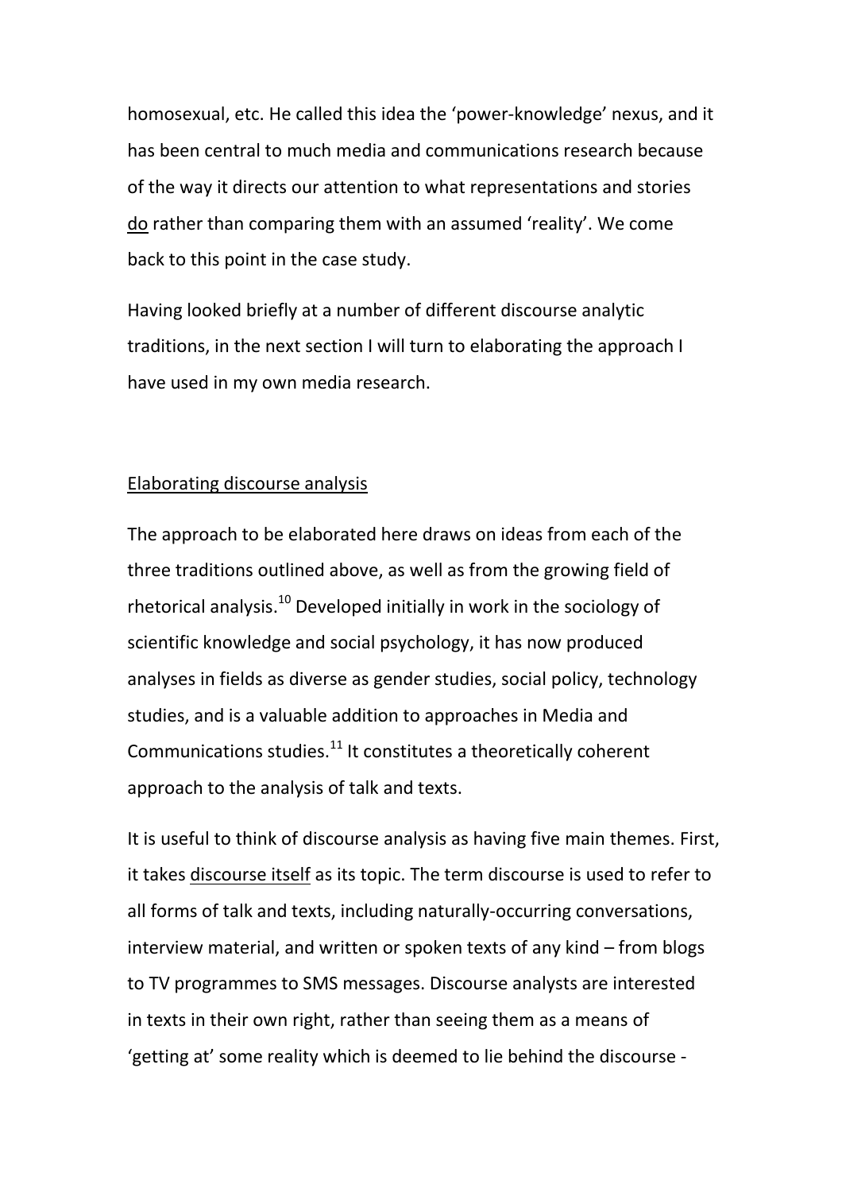homosexual, etc. He called this idea the 'power-knowledge' nexus, and it has been central to much media and communications research because of the way it directs our attention to what representations and stories do rather than comparing them with an assumed 'reality'. We come back to this point in the case study.

Having looked briefly at a number of different discourse analytic traditions, in the next section I will turn to elaborating the approach I have used in my own media research.

## Elaborating discourse analysis

The approach to be elaborated here draws on ideas from each of the three traditions outlined above, as well as from the growing field of rhetorical analysis.[10] Developed initially in work in the sociology of scientific knowledge and social psychology, it has now produced analyses in fields as diverse as gender studies, social policy, technology studies, and is a valuable addition to approaches in Media and Communications studies.[11] It constitutes a theoretically coherent approach to the analysis of talk and texts.

It is useful to think of discourse analysis as having five main themes. First, it takes discourse itself as its topic. The term discourse is used to refer to all forms of talk and texts, including naturally-occurring conversations, interview material, and written or spoken texts of any kind – from blogs to TV programmes to SMS messages. Discourse analysts are interested in texts in their own right, rather than seeing them as a means of 'getting at' some reality which is deemed to lie behind the discourse -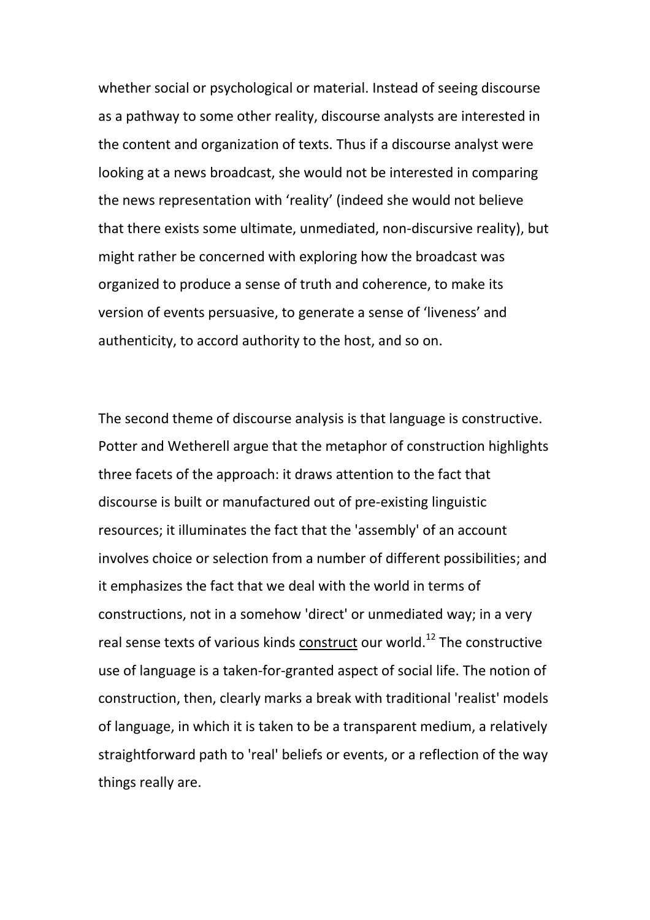whether social or psychological or material. Instead of seeing discourse as a pathway to some other reality, discourse analysts are interested in the content and organization of texts. Thus if a discourse analyst were looking at a news broadcast, she would not be interested in comparing the news representation with 'reality' (indeed she would not believe that there exists some ultimate, unmediated, non-discursive reality), but might rather be concerned with exploring how the broadcast was organized to produce a sense of truth and coherence, to make its version of events persuasive, to generate a sense of 'liveness' and authenticity, to accord authority to the host, and so on.

The second theme of discourse analysis is that language is constructive. Potter and Wetherell argue that the metaphor of construction highlights three facets of the approach: it draws attention to the fact that discourse is built or manufactured out of pre-existing linguistic resources; it illuminates the fact that the 'assembly' of an account involves choice or selection from a number of different possibilities; and it emphasizes the fact that we deal with the world in terms of constructions, not in a somehow 'direct' or unmediated way; in a very real sense texts of various kinds <u>construct</u> our world.[12] The constructive use of language is a taken-for-granted aspect of social life. The notion of construction, then, clearly marks a break with traditional 'realist' models of language, in which it is taken to be a transparent medium, a relatively straightforward path to 'real' beliefs or events, or a reflection of the way things really are.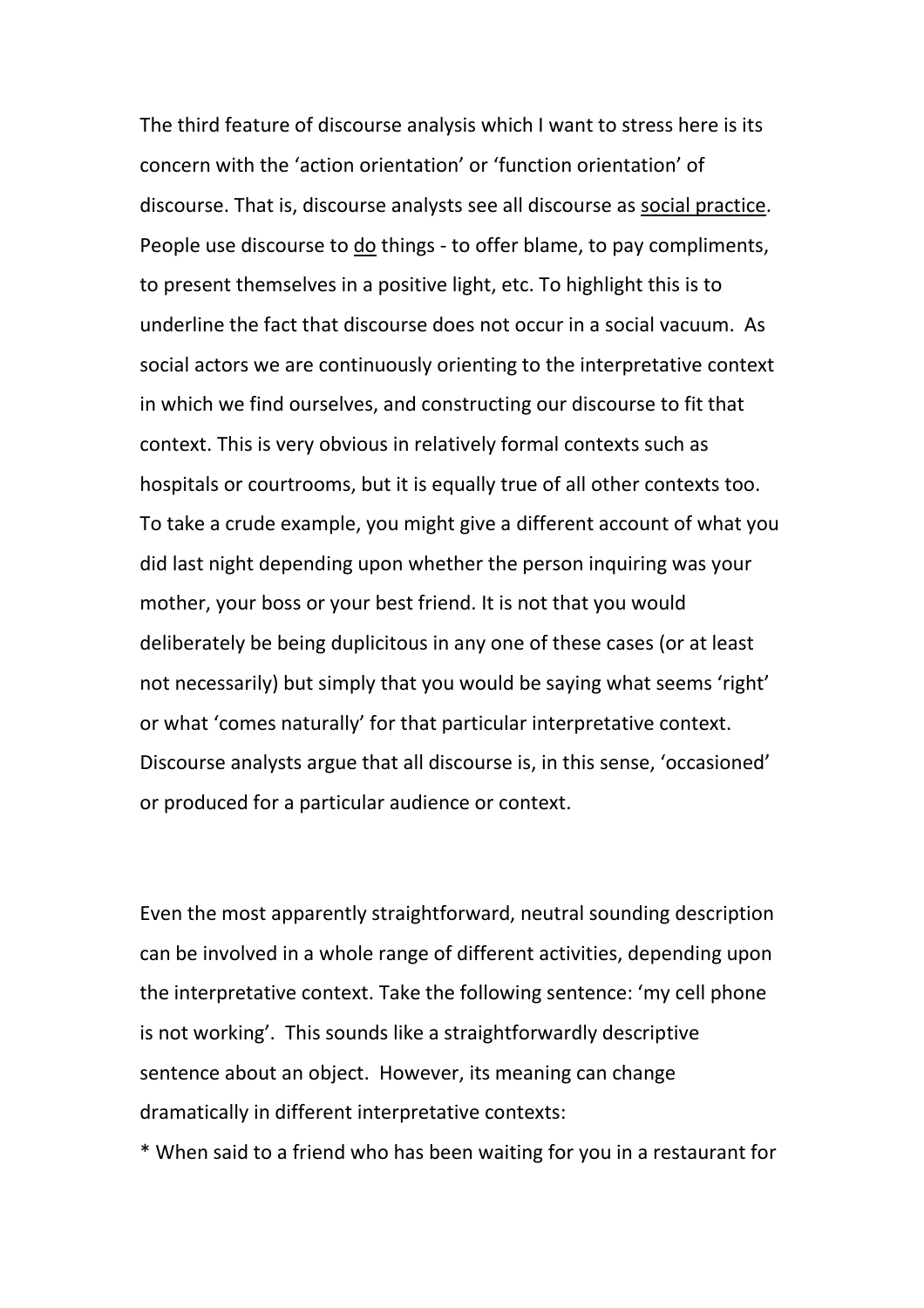The third feature of discourse analysis which I want to stress here is its concern with the ‘action orientation’ or ‘function orientation’ of discourse. That is, discourse analysts see all discourse as <u>social practice</u>. People use discourse to <u>do</u> things - to offer blame, to pay compliments, to present themselves in a positive light, etc. To highlight this is to underline the fact that discourse does not occur in a social vacuum. As social actors we are continuously orienting to the interpretative context in which we find ourselves, and constructing our discourse to fit that context. This is very obvious in relatively formal contexts such as hospitals or courtrooms, but it is equally true of all other contexts too. To take a crude example, you might give a different account of what you did last night depending upon whether the person inquiring was your mother, your boss or your best friend. It is not that you would deliberately be being duplicitous in any one of these cases (or at least not necessarily) but simply that you would be saying what seems ‘right’ or what ‘comes naturally’ for that particular interpretative context. Discourse analysts argue that all discourse is, in this sense, ‘occasioned’ or produced for a particular audience or context.

Even the most apparently straightforward, neutral sounding description can be involved in a whole range of different activities, depending upon the interpretative context. Take the following sentence: ‘my cell phone is not working’. This sounds like a straightforwardly descriptive sentence about an object. However, its meaning can change dramatically in different interpretative contexts:

* When said to a friend who has been waiting for you in a restaurant for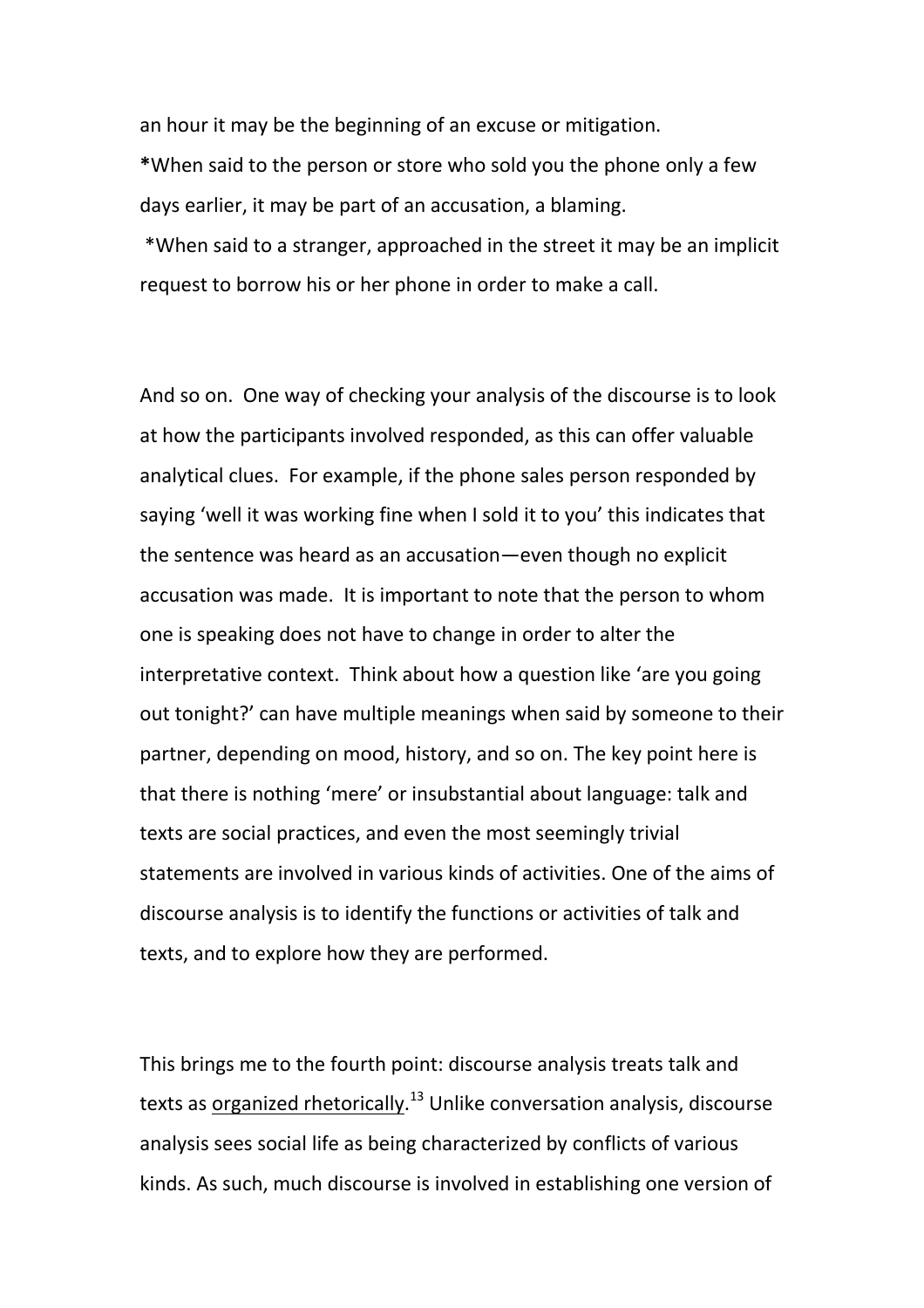an hour it may be the beginning of an excuse or mitigation.

***When said to the person or store who sold you the phone only a few days earlier, it may be part of an accusation, a blaming.**

*When said to a stranger, approached in the street it may be an implicit request to borrow his or her phone in order to make a call.

And so on. One way of checking your analysis of the discourse is to look at how the participants involved responded, as this can offer valuable analytical clues. For example, if the phone sales person responded by saying 'well it was working fine when I sold it to you' this indicates that the sentence was heard as an accusation—even though no explicit accusation was made. It is important to note that the person to whom one is speaking does not have to change in order to alter the interpretative context. Think about how a question like 'are you going out tonight?' can have multiple meanings when said by someone to their partner, depending on mood, history, and so on. The key point here is that there is nothing 'mere' or insubstantial about language: talk and texts are social practices, and even the most seemingly trivial statements are involved in various kinds of activities. One of the aims of discourse analysis is to identify the functions or activities of talk and texts, and to explore how they are performed.

This brings me to the fourth point: discourse analysis treats talk and texts as <u>organized rhetorically</u>.[13] Unlike conversation analysis, discourse analysis sees social life as being characterized by conflicts of various kinds. As such, much discourse is involved in establishing one version of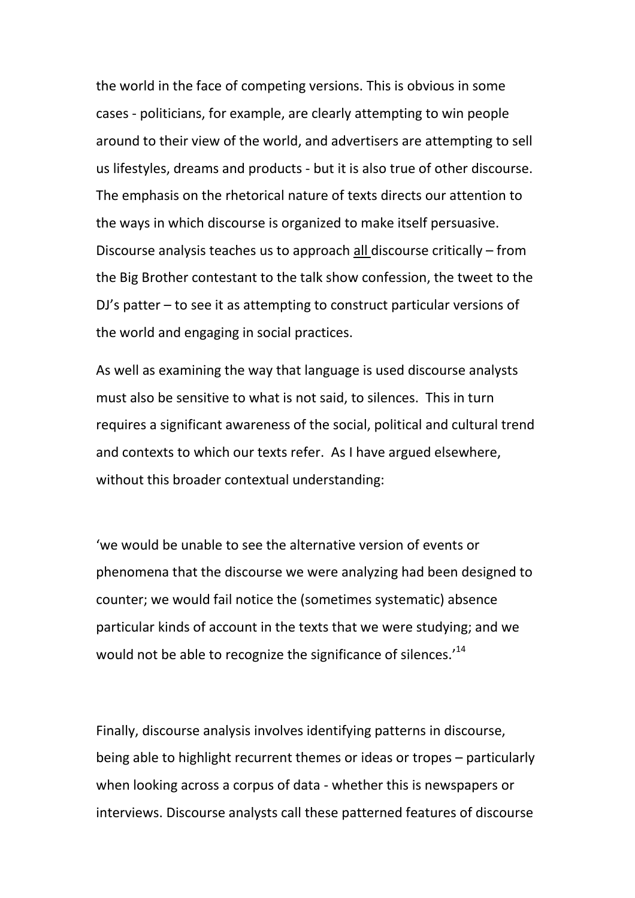the world in the face of competing versions. This is obvious in some cases - politicians, for example, are clearly attempting to win people around to their view of the world, and advertisers are attempting to sell us lifestyles, dreams and products - but it is also true of other discourse. The emphasis on the rhetorical nature of texts directs our attention to the ways in which discourse is organized to make itself persuasive. Discourse analysis teaches us to approach <u>all</u> discourse critically – from the Big Brother contestant to the talk show confession, the tweet to the DJ's patter – to see it as attempting to construct particular versions of the world and engaging in social practices.

As well as examining the way that language is used discourse analysts must also be sensitive to what is not said, to silences. This in turn requires a significant awareness of the social, political and cultural trend and contexts to which our texts refer. As I have argued elsewhere, without this broader contextual understanding:

'we would be unable to see the alternative version of events or phenomena that the discourse we were analyzing had been designed to counter; we would fail notice the (sometimes systematic) absence particular kinds of account in the texts that we were studying; and we would not be able to recognize the significance of silences.'[14]

Finally, discourse analysis involves identifying patterns in discourse, being able to highlight recurrent themes or ideas or tropes – particularly when looking across a corpus of data - whether this is newspapers or interviews. Discourse analysts call these patterned features of discourse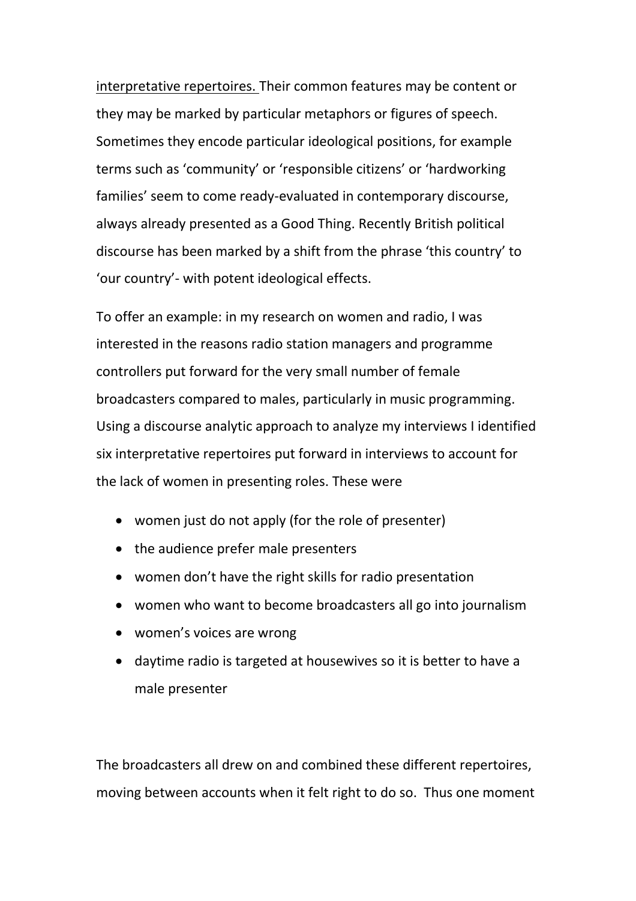interpretative repertoires. Their common features may be content or they may be marked by particular metaphors or figures of speech. Sometimes they encode particular ideological positions, for example terms such as 'community' or 'responsible citizens' or 'hardworking families' seem to come ready-evaluated in contemporary discourse, always already presented as a Good Thing. Recently British political discourse has been marked by a shift from the phrase 'this country' to 'our country'- with potent ideological effects.

To offer an example: in my research on women and radio, I was interested in the reasons radio station managers and programme controllers put forward for the very small number of female broadcasters compared to males, particularly in music programming. Using a discourse analytic approach to analyze my interviews I identified six interpretative repertoires put forward in interviews to account for the lack of women in presenting roles. These were

- women just do not apply (for the role of presenter)
- the audience prefer male presenters
- women don't have the right skills for radio presentation
- women who want to become broadcasters all go into journalism
- women's voices are wrong
- daytime radio is targeted at housewives so it is better to have a male presenter

The broadcasters all drew on and combined these different repertoires, moving between accounts when it felt right to do so. Thus one moment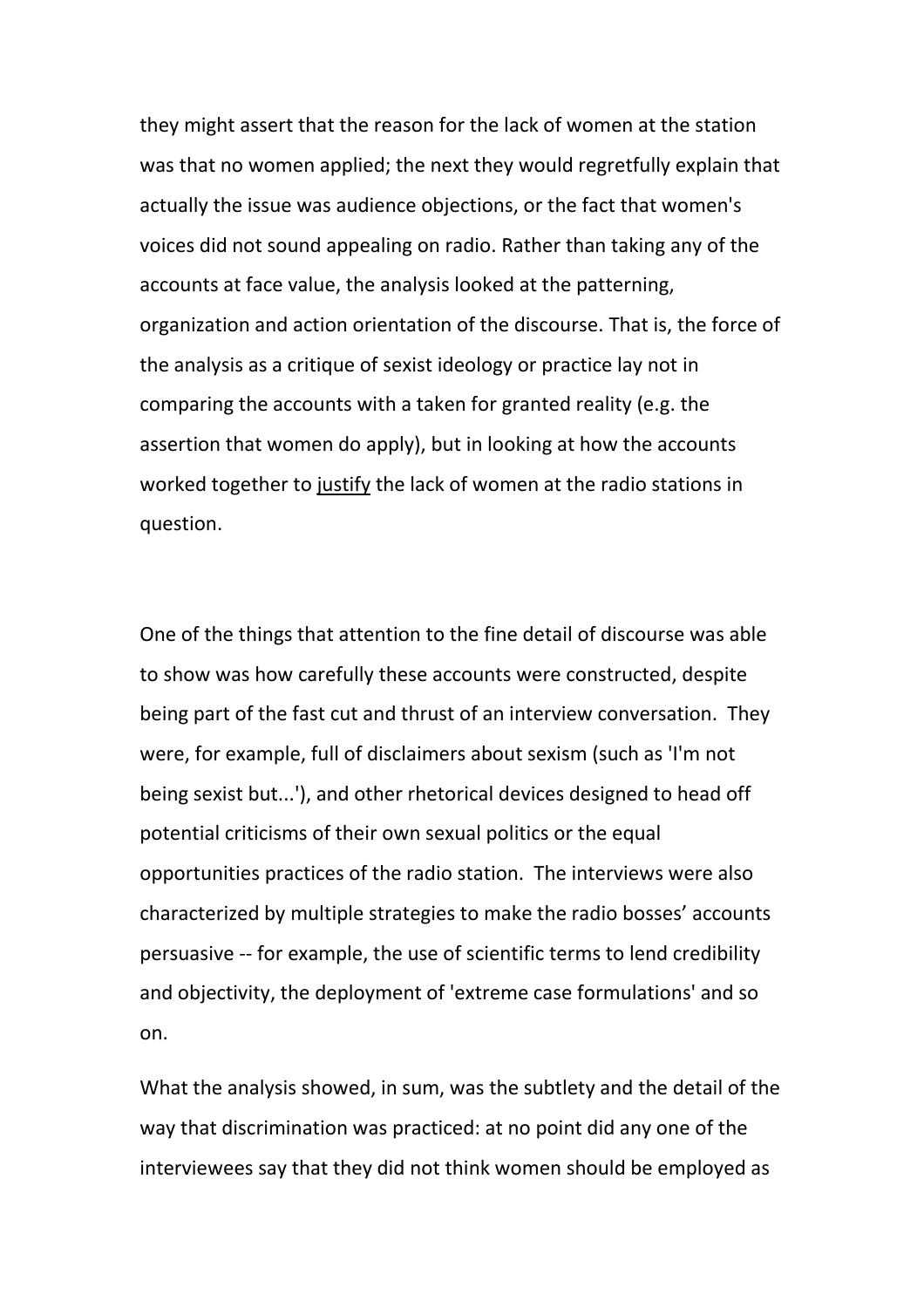they might assert that the reason for the lack of women at the station was that no women applied; the next they would regretfully explain that actually the issue was audience objections, or the fact that women's voices did not sound appealing on radio. Rather than taking any of the accounts at face value, the analysis looked at the patterning, organization and action orientation of the discourse. That is, the force of the analysis as a critique of sexist ideology or practice lay not in comparing the accounts with a taken for granted reality (e.g. the assertion that women do apply), but in looking at how the accounts worked together to <u>justify</u> the lack of women at the radio stations in question.

One of the things that attention to the fine detail of discourse was able to show was how carefully these accounts were constructed, despite being part of the fast cut and thrust of an interview conversation. They were, for example, full of disclaimers about sexism (such as 'I'm not being sexist but...'), and other rhetorical devices designed to head off potential criticisms of their own sexual politics or the equal opportunities practices of the radio station. The interviews were also characterized by multiple strategies to make the radio bosses' accounts persuasive -- for example, the use of scientific terms to lend credibility and objectivity, the deployment of 'extreme case formulations' and so on.

What the analysis showed, in sum, was the subtlety and the detail of the way that discrimination was practiced: at no point did any one of the interviewees say that they did not think women should be employed as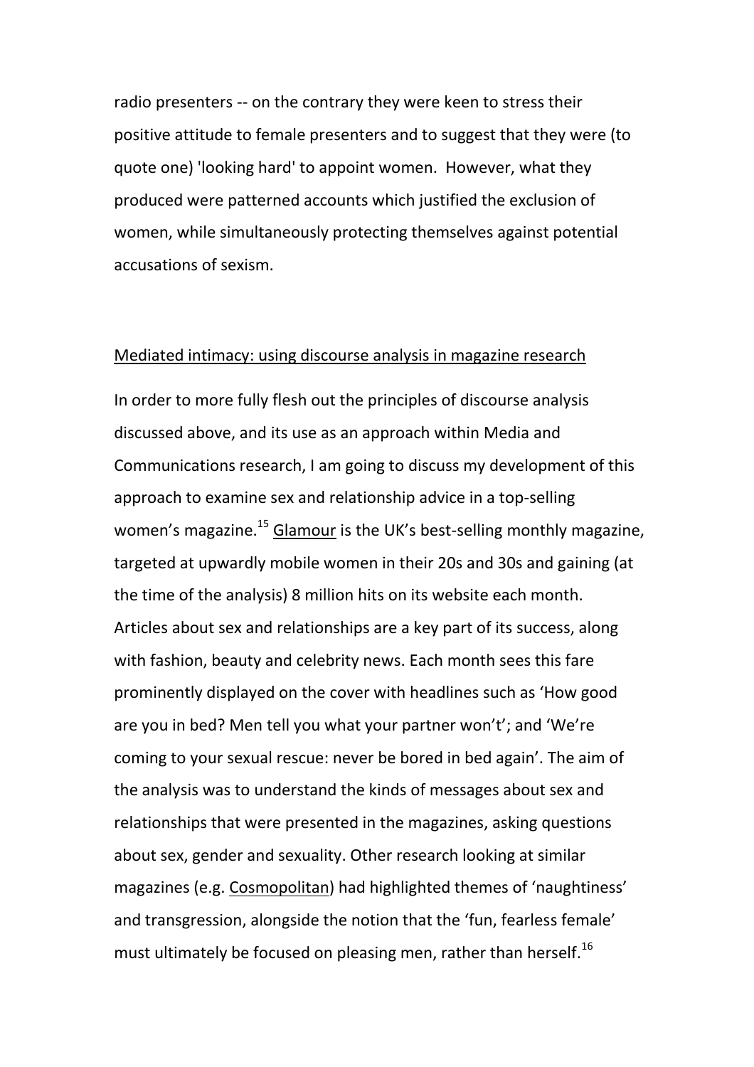radio presenters -- on the contrary they were keen to stress their positive attitude to female presenters and to suggest that they were (to quote one) 'looking hard' to appoint women. However, what they produced were patterned accounts which justified the exclusion of women, while simultaneously protecting themselves against potential accusations of sexism.

## Mediated intimacy: using discourse analysis in magazine research

In order to more fully flesh out the principles of discourse analysis discussed above, and its use as an approach within Media and Communications research, I am going to discuss my development of this approach to examine sex and relationship advice in a top-selling women's magazine.[15] Glamour is the UK's best-selling monthly magazine, targeted at upwardly mobile women in their 20s and 30s and gaining (at the time of the analysis) 8 million hits on its website each month. Articles about sex and relationships are a key part of its success, along with fashion, beauty and celebrity news. Each month sees this fare prominently displayed on the cover with headlines such as 'How good are you in bed? Men tell you what your partner won't'; and 'We're coming to your sexual rescue: never be bored in bed again'. The aim of the analysis was to understand the kinds of messages about sex and relationships that were presented in the magazines, asking questions about sex, gender and sexuality. Other research looking at similar magazines (e.g. Cosmopolitan) had highlighted themes of 'naughtiness' and transgression, alongside the notion that the 'fun, fearless female' must ultimately be focused on pleasing men, rather than herself.[16]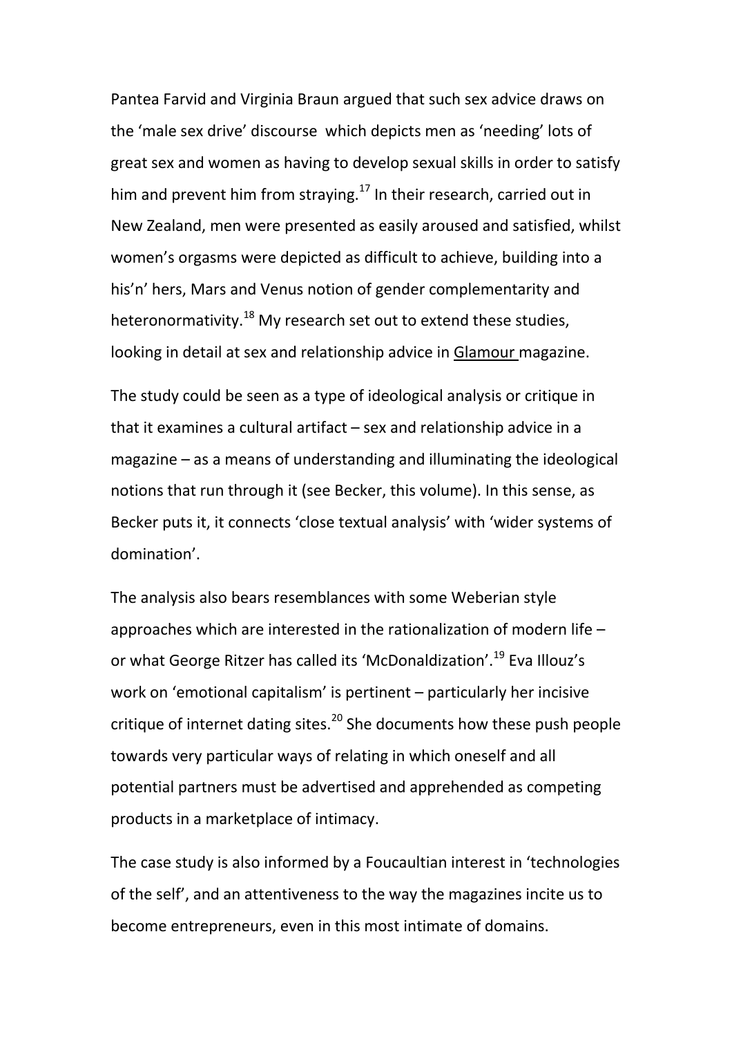Pantea Farvid and Virginia Braun argued that such sex advice draws on the 'male sex drive' discourse which depicts men as 'needing' lots of great sex and women as having to develop sexual skills in order to satisfy him and prevent him from straying.[17] In their research, carried out in New Zealand, men were presented as easily aroused and satisfied, whilst women's orgasms were depicted as difficult to achieve, building into a his'n' hers, Mars and Venus notion of gender complementarity and heteronormativity.[18] My research set out to extend these studies, looking in detail at sex and relationship advice in Glamour magazine.

The study could be seen as a type of ideological analysis or critique in that it examines a cultural artifact – sex and relationship advice in a magazine – as a means of understanding and illuminating the ideological notions that run through it (see Becker, this volume). In this sense, as Becker puts it, it connects 'close textual analysis' with 'wider systems of domination'.

The analysis also bears resemblances with some Weberian style approaches which are interested in the rationalization of modern life – or what George Ritzer has called its 'McDonaldization'.[19] Eva Illouz's work on 'emotional capitalism' is pertinent – particularly her incisive critique of internet dating sites.[20] She documents how these push people towards very particular ways of relating in which oneself and all potential partners must be advertised and apprehended as competing products in a marketplace of intimacy.

The case study is also informed by a Foucaultian interest in 'technologies of the self', and an attentiveness to the way the magazines incite us to become entrepreneurs, even in this most intimate of domains.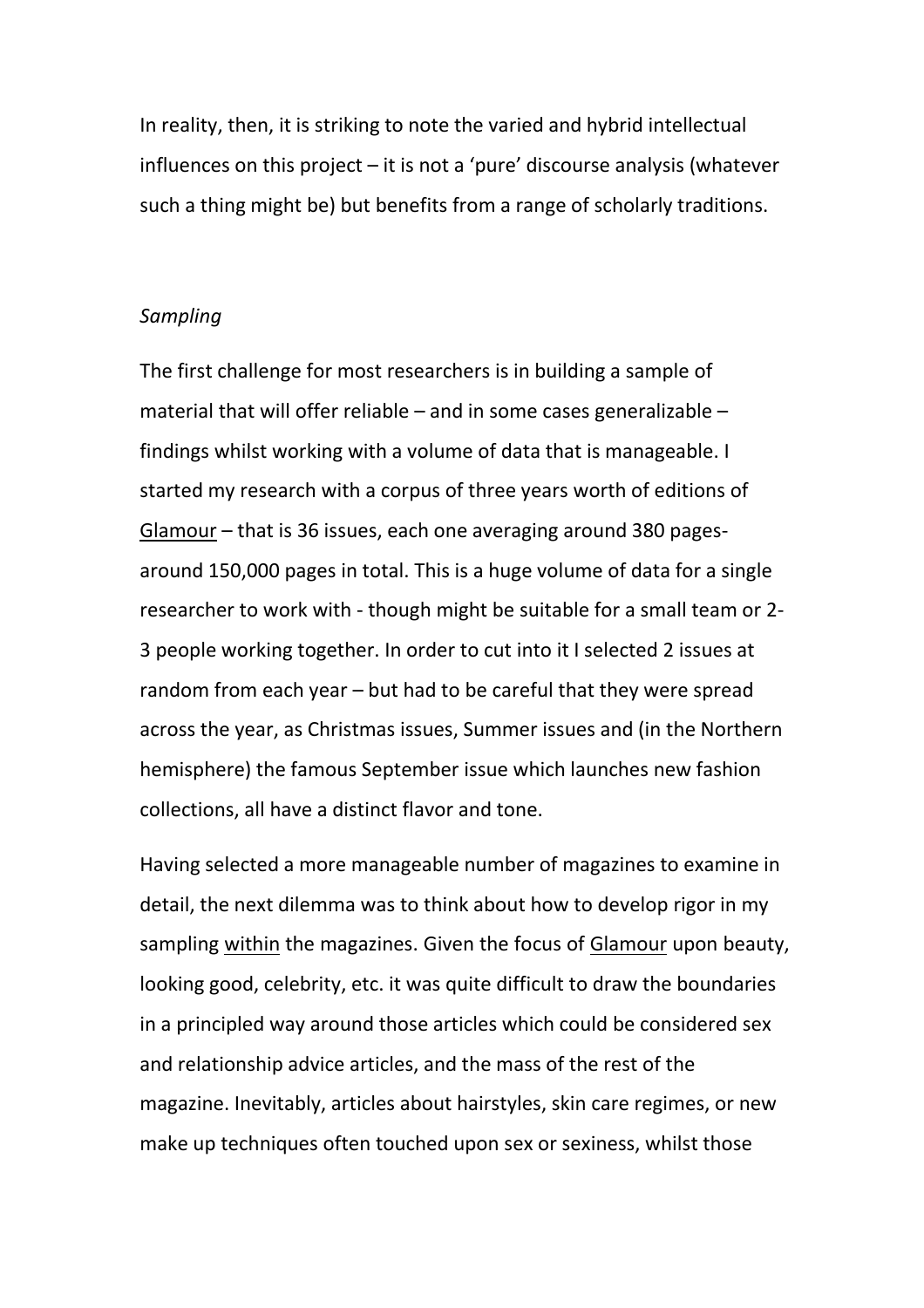In reality, then, it is striking to note the varied and hybrid intellectual influences on this project – it is not a 'pure' discourse analysis (whatever such a thing might be) but benefits from a range of scholarly traditions.

*Sampling*

The first challenge for most researchers is in building a sample of material that will offer reliable – and in some cases generalizable – findings whilst working with a volume of data that is manageable. I started my research with a corpus of three years worth of editions of <u>Glamour</u> – that is 36 issues, each one averaging around 380 pages- around 150,000 pages in total. This is a huge volume of data for a single researcher to work with - though might be suitable for a small team or 2-3 people working together. In order to cut into it I selected 2 issues at random from each year – but had to be careful that they were spread across the year, as Christmas issues, Summer issues and (in the Northern hemisphere) the famous September issue which launches new fashion collections, all have a distinct flavor and tone.

Having selected a more manageable number of magazines to examine in detail, the next dilemma was to think about how to develop rigor in my sampling <u>within</u> the magazines. Given the focus of <u>Glamour</u> upon beauty, looking good, celebrity, etc. it was quite difficult to draw the boundaries in a principled way around those articles which could be considered sex and relationship advice articles, and the mass of the rest of the magazine. Inevitably, articles about hairstyles, skin care regimes, or new make up techniques often touched upon sex or sexiness, whilst those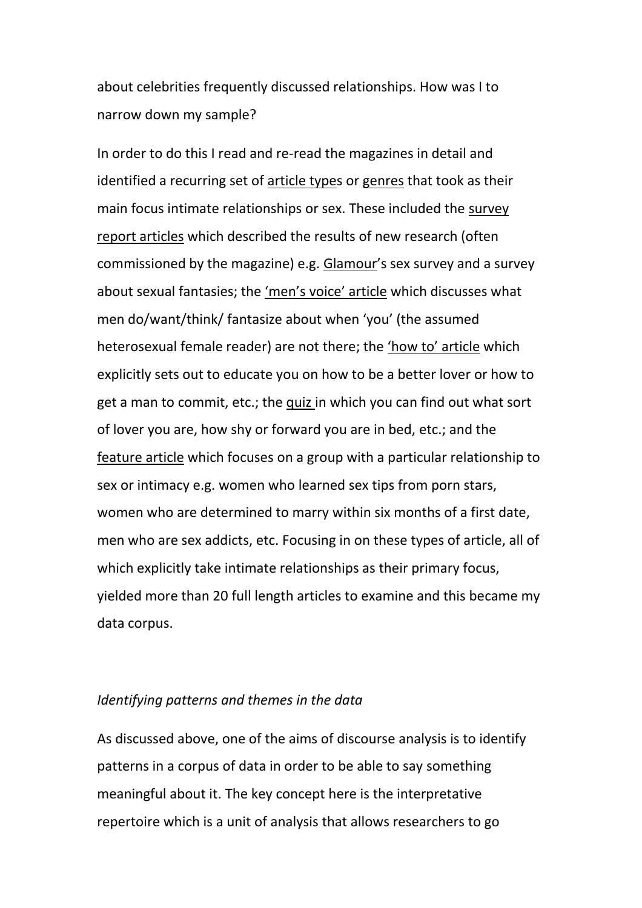about celebrities frequently discussed relationships. How was I to narrow down my sample?

In order to do this I read and re-read the magazines in detail and identified a recurring set of <u>article type</u>s or <u>genres</u> that took as their main focus intimate relationships or sex. These included the <u>survey report articles</u> which described the results of new research (often commissioned by the magazine) e.g. <u>Glamour</u>'s sex survey and a survey about sexual fantasies; the <u>'men's voice' article</u> which discusses what men do/want/think/ fantasize about when 'you' (the assumed heterosexual female reader) are not there; the <u>'how to' article</u> which explicitly sets out to educate you on how to be a better lover or how to get a man to commit, etc.; the <u>quiz</u> in which you can find out what sort of lover you are, how shy or forward you are in bed, etc.; and the <u>feature article</u> which focuses on a group with a particular relationship to sex or intimacy e.g. women who learned sex tips from porn stars, women who are determined to marry within six months of a first date, men who are sex addicts, etc. Focusing in on these types of article, all of which explicitly take intimate relationships as their primary focus, yielded more than 20 full length articles to examine and this became my data corpus.

*Identifying patterns and themes in the data*

As discussed above, one of the aims of discourse analysis is to identify patterns in a corpus of data in order to be able to say something meaningful about it. The key concept here is the interpretative repertoire which is a unit of analysis that allows researchers to go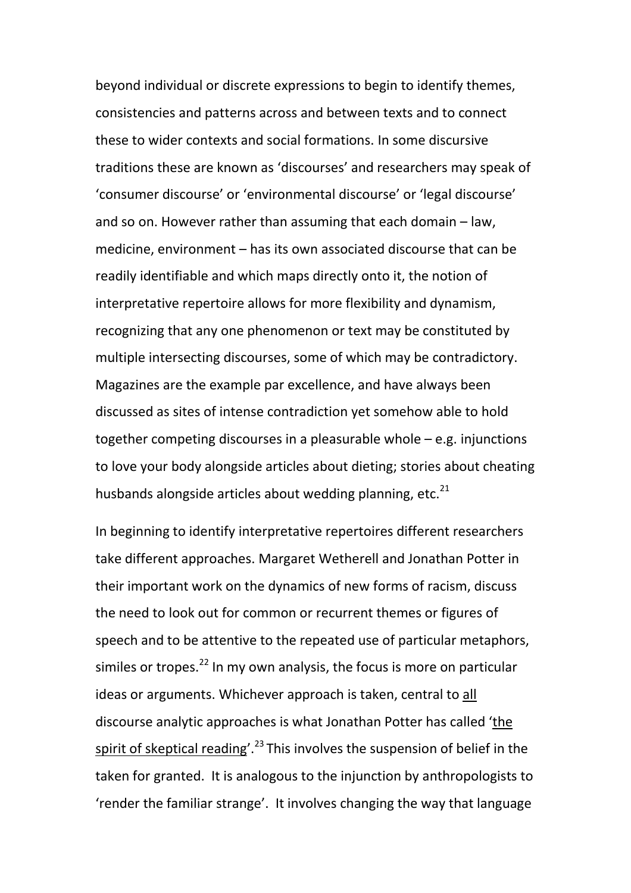beyond individual or discrete expressions to begin to identify themes, consistencies and patterns across and between texts and to connect these to wider contexts and social formations. In some discursive traditions these are known as 'discourses' and researchers may speak of 'consumer discourse' or 'environmental discourse' or 'legal discourse' and so on. However rather than assuming that each domain – law, medicine, environment – has its own associated discourse that can be readily identifiable and which maps directly onto it, the notion of interpretative repertoire allows for more flexibility and dynamism, recognizing that any one phenomenon or text may be constituted by multiple intersecting discourses, some of which may be contradictory. Magazines are the example par excellence, and have always been discussed as sites of intense contradiction yet somehow able to hold together competing discourses in a pleasurable whole – e.g. injunctions to love your body alongside articles about dieting; stories about cheating husbands alongside articles about wedding planning, etc.[21]

In beginning to identify interpretative repertoires different researchers take different approaches. Margaret Wetherell and Jonathan Potter in their important work on the dynamics of new forms of racism, discuss the need to look out for common or recurrent themes or figures of speech and to be attentive to the repeated use of particular metaphors, similes or tropes.[22] In my own analysis, the focus is more on particular ideas or arguments. Whichever approach is taken, central to <u>all</u> discourse analytic approaches is what Jonathan Potter has called '<u>the spirit of skeptical reading</u>'.[23] This involves the suspension of belief in the taken for granted. It is analogous to the injunction by anthropologists to 'render the familiar strange'. It involves changing the way that language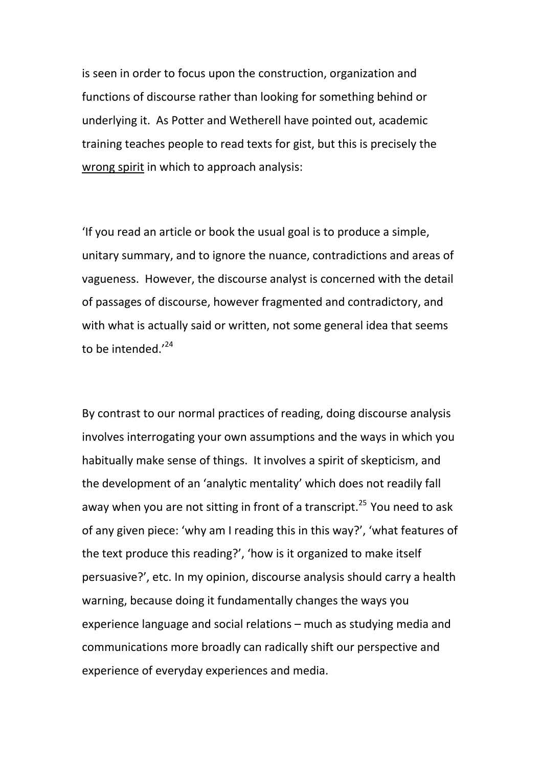is seen in order to focus upon the construction, organization and functions of discourse rather than looking for something behind or underlying it. As Potter and Wetherell have pointed out, academic training teaches people to read texts for gist, but this is precisely the wrong spirit in which to approach analysis:

'If you read an article or book the usual goal is to produce a simple, unitary summary, and to ignore the nuance, contradictions and areas of vagueness. However, the discourse analyst is concerned with the detail of passages of discourse, however fragmented and contradictory, and with what is actually said or written, not some general idea that seems to be intended.'[24]

By contrast to our normal practices of reading, doing discourse analysis involves interrogating your own assumptions and the ways in which you habitually make sense of things. It involves a spirit of skepticism, and the development of an 'analytic mentality' which does not readily fall away when you are not sitting in front of a transcript.[25] You need to ask of any given piece: 'why am I reading this in this way?', 'what features of the text produce this reading?', 'how is it organized to make itself persuasive?', etc. In my opinion, discourse analysis should carry a health warning, because doing it fundamentally changes the ways you experience language and social relations – much as studying media and communications more broadly can radically shift our perspective and experience of everyday experiences and media.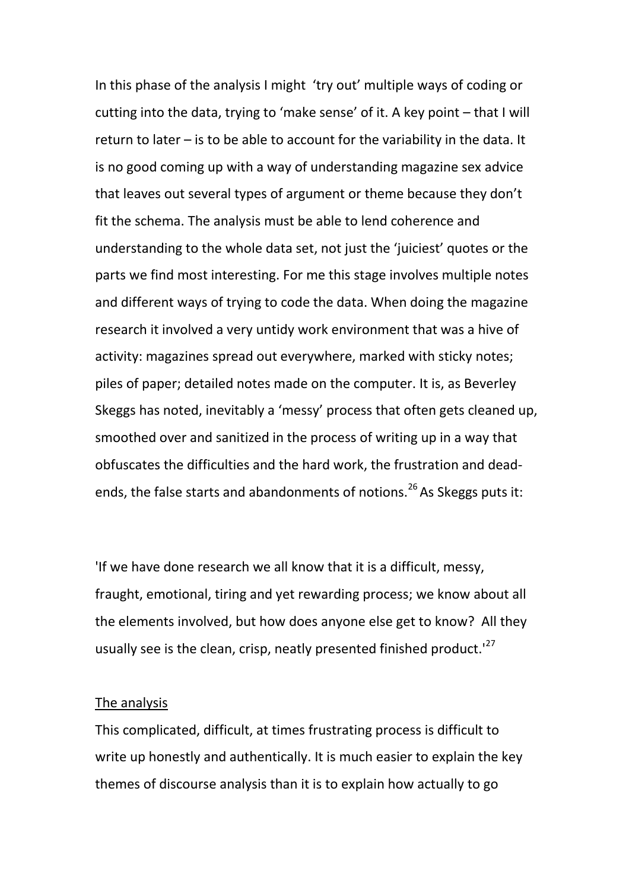In this phase of the analysis I might 'try out' multiple ways of coding or cutting into the data, trying to 'make sense' of it. A key point – that I will return to later – is to be able to account for the variability in the data. It is no good coming up with a way of understanding magazine sex advice that leaves out several types of argument or theme because they don't fit the schema. The analysis must be able to lend coherence and understanding to the whole data set, not just the 'juiciest' quotes or the parts we find most interesting. For me this stage involves multiple notes and different ways of trying to code the data. When doing the magazine research it involved a very untidy work environment that was a hive of activity: magazines spread out everywhere, marked with sticky notes; piles of paper; detailed notes made on the computer. It is, as Beverley Skeggs has noted, inevitably a 'messy' process that often gets cleaned up, smoothed over and sanitized in the process of writing up in a way that obfuscates the difficulties and the hard work, the frustration and dead-ends, the false starts and abandonments of notions.[26] As Skeggs puts it:

'If we have done research we all know that it is a difficult, messy, fraught, emotional, tiring and yet rewarding process; we know about all the elements involved, but how does anyone else get to know? All they usually see is the clean, crisp, neatly presented finished product.'[27]

<u>The analysis</u>

This complicated, difficult, at times frustrating process is difficult to write up honestly and authentically. It is much easier to explain the key themes of discourse analysis than it is to explain how actually to go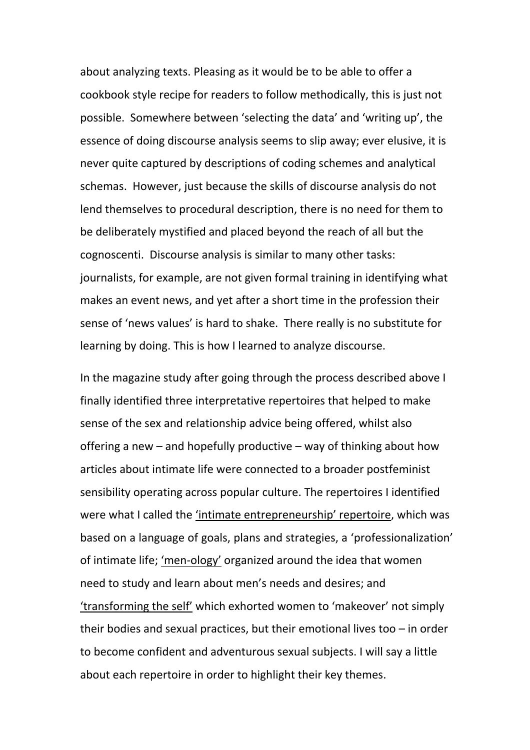about analyzing texts. Pleasing as it would be to be able to offer a cookbook style recipe for readers to follow methodically, this is just not possible. Somewhere between 'selecting the data' and 'writing up', the essence of doing discourse analysis seems to slip away; ever elusive, it is never quite captured by descriptions of coding schemes and analytical schemas. However, just because the skills of discourse analysis do not lend themselves to procedural description, there is no need for them to be deliberately mystified and placed beyond the reach of all but the cognoscenti. Discourse analysis is similar to many other tasks: journalists, for example, are not given formal training in identifying what makes an event news, and yet after a short time in the profession their sense of 'news values' is hard to shake. There really is no substitute for learning by doing. This is how I learned to analyze discourse.

In the magazine study after going through the process described above I finally identified three interpretative repertoires that helped to make sense of the sex and relationship advice being offered, whilst also offering a new – and hopefully productive – way of thinking about how articles about intimate life were connected to a broader postfeminist sensibility operating across popular culture. The repertoires I identified were what I called the <u>'intimate entrepreneurship' repertoire</u>, which was based on a language of goals, plans and strategies, a 'professionalization' of intimate life; <u>'men-ology'</u> organized around the idea that women need to study and learn about men's needs and desires; and <u>'transforming the self'</u> which exhorted women to 'makeover' not simply their bodies and sexual practices, but their emotional lives too – in order to become confident and adventurous sexual subjects. I will say a little about each repertoire in order to highlight their key themes.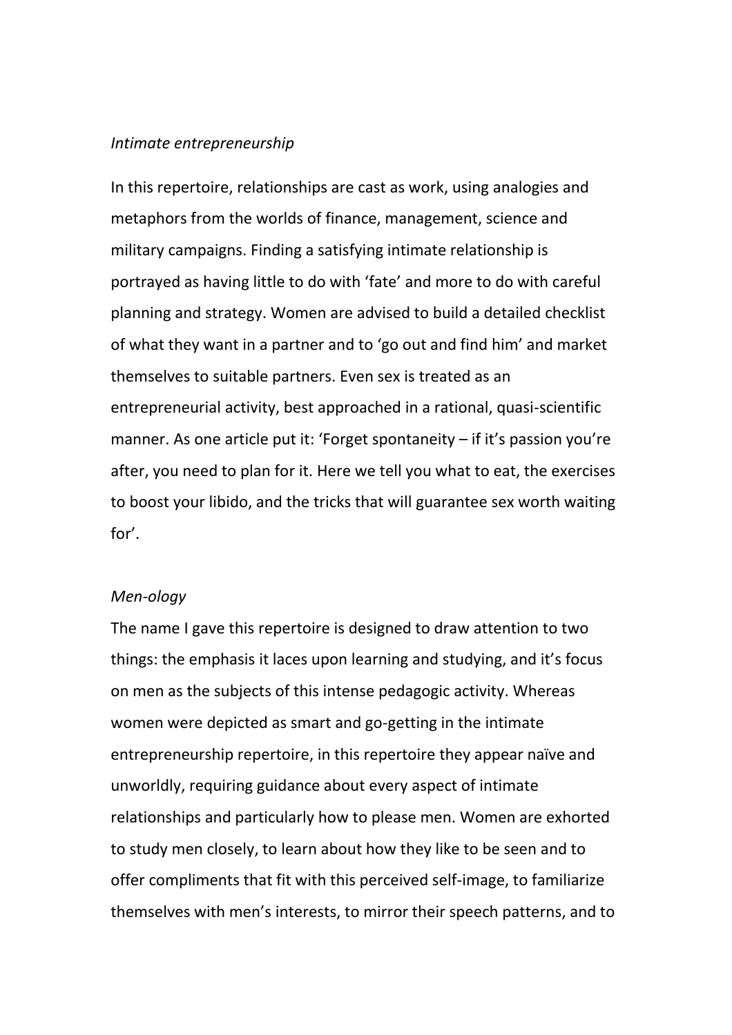*Intimate entrepreneurship*

In this repertoire, relationships are cast as work, using analogies and metaphors from the worlds of finance, management, science and military campaigns. Finding a satisfying intimate relationship is portrayed as having little to do with 'fate' and more to do with careful planning and strategy. Women are advised to build a detailed checklist of what they want in a partner and to 'go out and find him' and market themselves to suitable partners. Even sex is treated as an entrepreneurial activity, best approached in a rational, quasi-scientific manner. As one article put it: 'Forget spontaneity – if it's passion you're after, you need to plan for it. Here we tell you what to eat, the exercises to boost your libido, and the tricks that will guarantee sex worth waiting for'.

*Men-ology*

The name I gave this repertoire is designed to draw attention to two things: the emphasis it laces upon learning and studying, and it's focus on men as the subjects of this intense pedagogic activity. Whereas women were depicted as smart and go-getting in the intimate entrepreneurship repertoire, in this repertoire they appear naïve and unworldly, requiring guidance about every aspect of intimate relationships and particularly how to please men. Women are exhorted to study men closely, to learn about how they like to be seen and to offer compliments that fit with this perceived self-image, to familiarize themselves with men's interests, to mirror their speech patterns, and to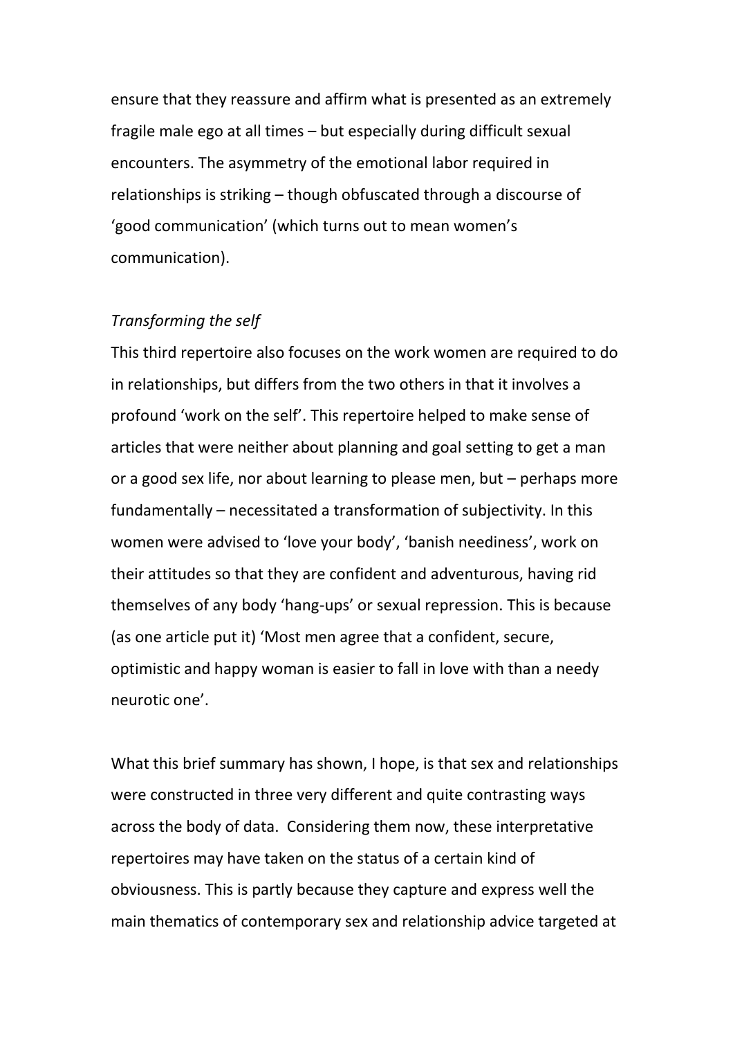ensure that they reassure and affirm what is presented as an extremely fragile male ego at all times – but especially during difficult sexual encounters. The asymmetry of the emotional labor required in relationships is striking – though obfuscated through a discourse of 'good communication' (which turns out to mean women's communication).

*Transforming the self*

This third repertoire also focuses on the work women are required to do in relationships, but differs from the two others in that it involves a profound 'work on the self'. This repertoire helped to make sense of articles that were neither about planning and goal setting to get a man or a good sex life, nor about learning to please men, but – perhaps more fundamentally – necessitated a transformation of subjectivity. In this women were advised to 'love your body', 'banish neediness', work on their attitudes so that they are confident and adventurous, having rid themselves of any body 'hang-ups' or sexual repression. This is because (as one article put it) 'Most men agree that a confident, secure, optimistic and happy woman is easier to fall in love with than a needy neurotic one'.

What this brief summary has shown, I hope, is that sex and relationships were constructed in three very different and quite contrasting ways across the body of data. Considering them now, these interpretative repertoires may have taken on the status of a certain kind of obviousness. This is partly because they capture and express well the main thematics of contemporary sex and relationship advice targeted at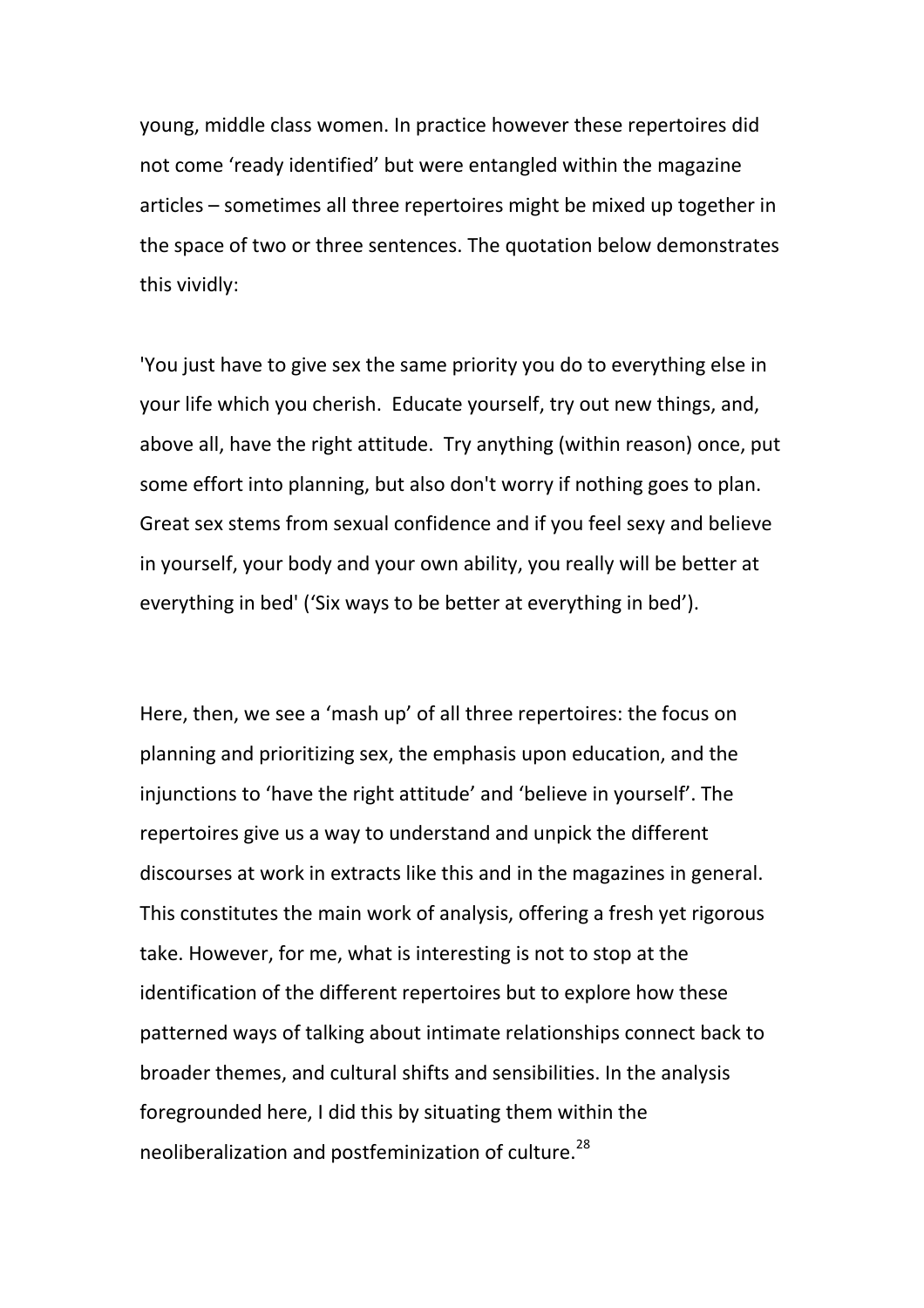young, middle class women. In practice however these repertoires did not come 'ready identified' but were entangled within the magazine articles – sometimes all three repertoires might be mixed up together in the space of two or three sentences. The quotation below demonstrates this vividly:

'You just have to give sex the same priority you do to everything else in your life which you cherish. Educate yourself, try out new things, and, above all, have the right attitude. Try anything (within reason) once, put some effort into planning, but also don't worry if nothing goes to plan. Great sex stems from sexual confidence and if you feel sexy and believe in yourself, your body and your own ability, you really will be better at everything in bed' ('Six ways to be better at everything in bed').

Here, then, we see a 'mash up' of all three repertoires: the focus on planning and prioritizing sex, the emphasis upon education, and the injunctions to 'have the right attitude' and 'believe in yourself'. The repertoires give us a way to understand and unpick the different discourses at work in extracts like this and in the magazines in general. This constitutes the main work of analysis, offering a fresh yet rigorous take. However, for me, what is interesting is not to stop at the identification of the different repertoires but to explore how these patterned ways of talking about intimate relationships connect back to broader themes, and cultural shifts and sensibilities. In the analysis foregrounded here, I did this by situating them within the neoliberalization and postfeminization of culture.[28]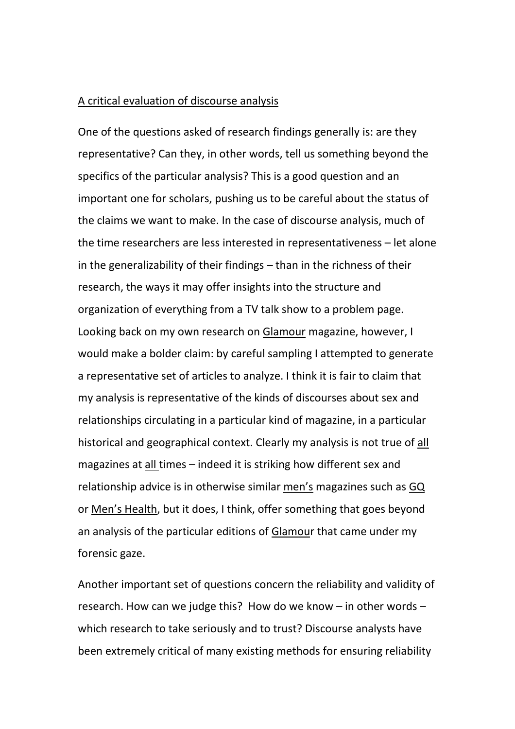<u>A critical evaluation of discourse analysis</u>

One of the questions asked of research findings generally is: are they representative? Can they, in other words, tell us something beyond the specifics of the particular analysis? This is a good question and an important one for scholars, pushing us to be careful about the status of the claims we want to make. In the case of discourse analysis, much of the time researchers are less interested in representativeness – let alone in the generalizability of their findings – than in the richness of their research, the ways it may offer insights into the structure and organization of everything from a TV talk show to a problem page. Looking back on my own research on <u>Glamour</u> magazine, however, I would make a bolder claim: by careful sampling I attempted to generate a representative set of articles to analyze. I think it is fair to claim that my analysis is representative of the kinds of discourses about sex and relationships circulating in a particular kind of magazine, in a particular historical and geographical context. Clearly my analysis is not true of <u>all</u> magazines at <u>all</u> times – indeed it is striking how different sex and relationship advice is in otherwise similar <u>men's</u> magazines such as <u>GQ</u> or <u>Men's Health</u>, but it does, I think, offer something that goes beyond an analysis of the particular editions of <u>Glamour</u> that came under my forensic gaze.

Another important set of questions concern the reliability and validity of research. How can we judge this? How do we know – in other words – which research to take seriously and to trust? Discourse analysts have been extremely critical of many existing methods for ensuring reliability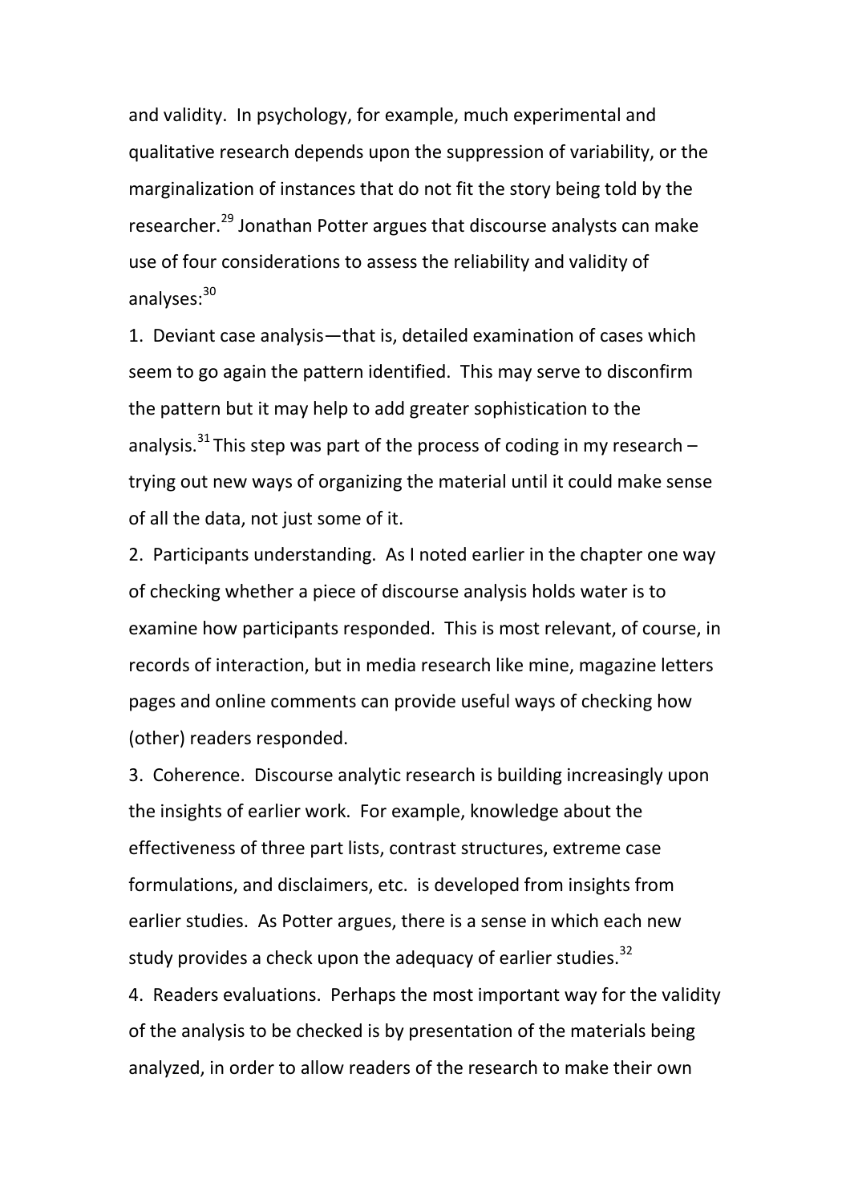and validity. In psychology, for example, much experimental and qualitative research depends upon the suppression of variability, or the marginalization of instances that do not fit the story being told by the researcher.[29] Jonathan Potter argues that discourse analysts can make use of four considerations to assess the reliability and validity of analyses:[30]

1. Deviant case analysis—that is, detailed examination of cases which seem to go again the pattern identified. This may serve to disconfirm the pattern but it may help to add greater sophistication to the analysis.[31] This step was part of the process of coding in my research – trying out new ways of organizing the material until it could make sense of all the data, not just some of it.
2. Participants understanding. As I noted earlier in the chapter one way of checking whether a piece of discourse analysis holds water is to examine how participants responded. This is most relevant, of course, in records of interaction, but in media research like mine, magazine letters pages and online comments can provide useful ways of checking how (other) readers responded.
3. Coherence. Discourse analytic research is building increasingly upon the insights of earlier work. For example, knowledge about the effectiveness of three part lists, contrast structures, extreme case formulations, and disclaimers, etc. is developed from insights from earlier studies. As Potter argues, there is a sense in which each new study provides a check upon the adequacy of earlier studies.[32]
4. Readers evaluations. Perhaps the most important way for the validity of the analysis to be checked is by presentation of the materials being analyzed, in order to allow readers of the research to make their own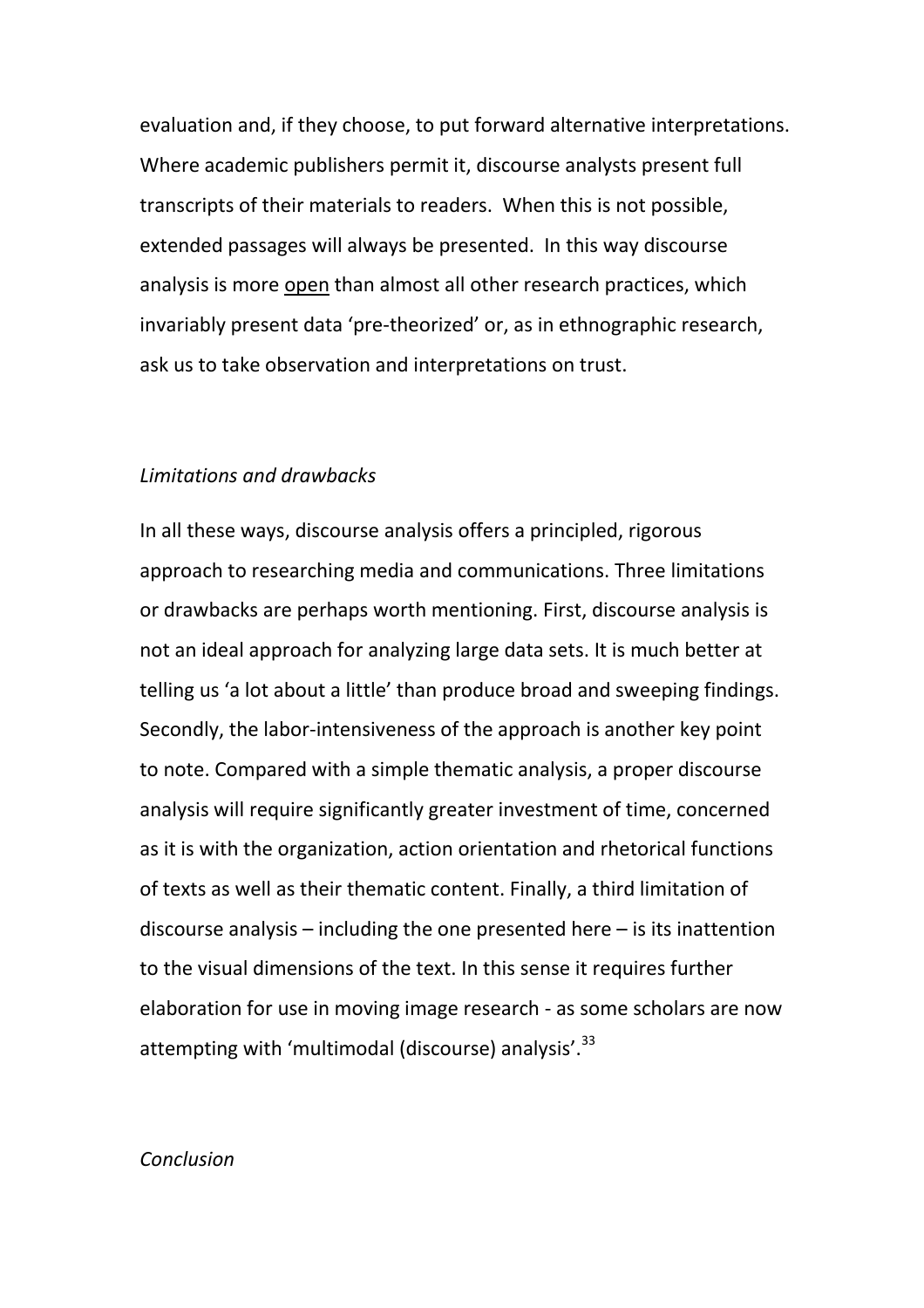evaluation and, if they choose, to put forward alternative interpretations. Where academic publishers permit it, discourse analysts present full transcripts of their materials to readers. When this is not possible, extended passages will always be presented. In this way discourse analysis is more <u>open</u> than almost all other research practices, which invariably present data 'pre-theorized' or, as in ethnographic research, ask us to take observation and interpretations on trust.

*Limitations and drawbacks*

In all these ways, discourse analysis offers a principled, rigorous approach to researching media and communications. Three limitations or drawbacks are perhaps worth mentioning. First, discourse analysis is not an ideal approach for analyzing large data sets. It is much better at telling us 'a lot about a little' than produce broad and sweeping findings. Secondly, the labor-intensiveness of the approach is another key point to note. Compared with a simple thematic analysis, a proper discourse analysis will require significantly greater investment of time, concerned as it is with the organization, action orientation and rhetorical functions of texts as well as their thematic content. Finally, a third limitation of discourse analysis – including the one presented here – is its inattention to the visual dimensions of the text. In this sense it requires further elaboration for use in moving image research - as some scholars are now attempting with 'multimodal (discourse) analysis'.[33]

*Conclusion*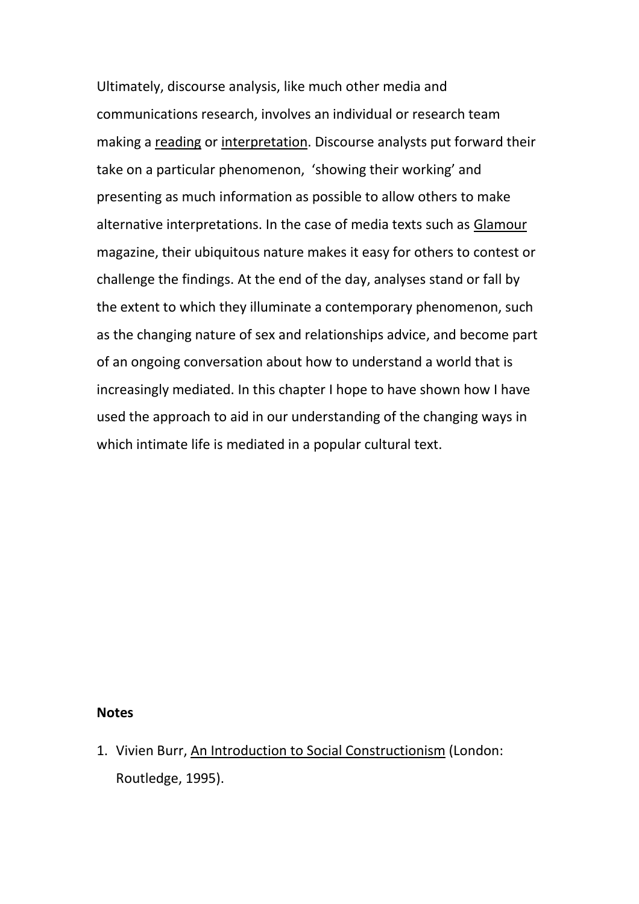Ultimately, discourse analysis, like much other media and communications research, involves an individual or research team making a <u>reading</u> or <u>interpretation</u>. Discourse analysts put forward their take on a particular phenomenon, 'showing their working' and presenting as much information as possible to allow others to make alternative interpretations. In the case of media texts such as <u>Glamour</u> magazine, their ubiquitous nature makes it easy for others to contest or challenge the findings. At the end of the day, analyses stand or fall by the extent to which they illuminate a contemporary phenomenon, such as the changing nature of sex and relationships advice, and become part of an ongoing conversation about how to understand a world that is increasingly mediated. In this chapter I hope to have shown how I have used the approach to aid in our understanding of the changing ways in which intimate life is mediated in a popular cultural text.

**Notes**

1. Vivien Burr, <u>An Introduction to Social Constructionism</u> (London: Routledge, 1995).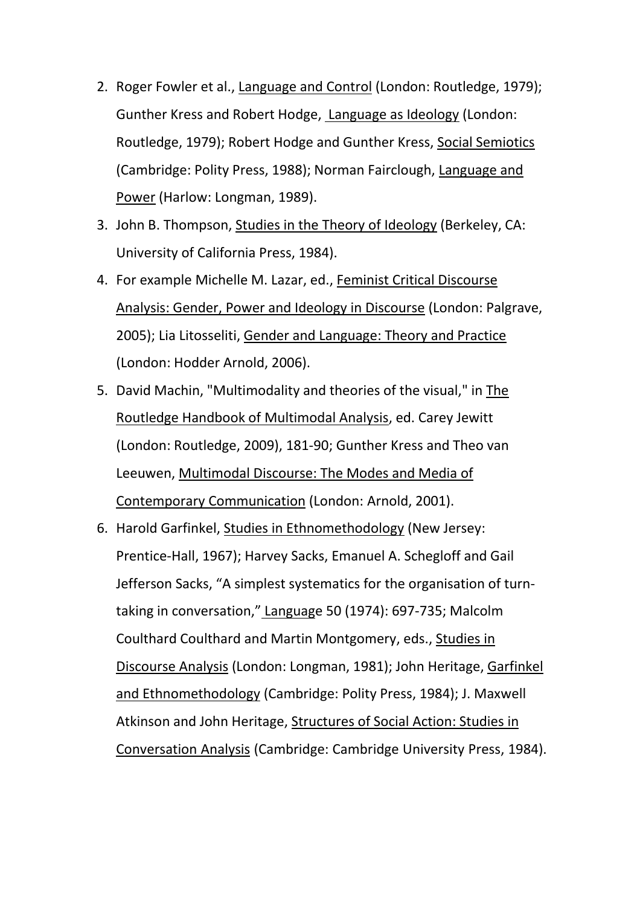2. Roger Fowler et al., Language and Control (London: Routledge, 1979); Gunther Kress and Robert Hodge, Language as Ideology (London: Routledge, 1979); Robert Hodge and Gunther Kress, Social Semiotics (Cambridge: Polity Press, 1988); Norman Fairclough, Language and Power (Harlow: Longman, 1989).
3. John B. Thompson, Studies in the Theory of Ideology (Berkeley, CA: University of California Press, 1984).
4. For example Michelle M. Lazar, ed., Feminist Critical Discourse Analysis: Gender, Power and Ideology in Discourse (London: Palgrave, 2005); Lia Litosseliti, Gender and Language: Theory and Practice (London: Hodder Arnold, 2006).
5. David Machin, "Multimodality and theories of the visual," in The Routledge Handbook of Multimodal Analysis, ed. Carey Jewitt (London: Routledge, 2009), 181-90; Gunther Kress and Theo van Leeuwen, Multimodal Discourse: The Modes and Media of Contemporary Communication (London: Arnold, 2001).
6. Harold Garfinkel, Studies in Ethnomethodology (New Jersey: Prentice-Hall, 1967); Harvey Sacks, Emanuel A. Schegloff and Gail Jefferson Sacks, "A simplest systematics for the organisation of turn-taking in conversation," Language 50 (1974): 697-735; Malcolm Coulthard Coulthard and Martin Montgomery, eds., Studies in Discourse Analysis (London: Longman, 1981); John Heritage, Garfinkel and Ethnomethodology (Cambridge: Polity Press, 1984); J. Maxwell Atkinson and John Heritage, Structures of Social Action: Studies in Conversation Analysis (Cambridge: Cambridge University Press, 1984).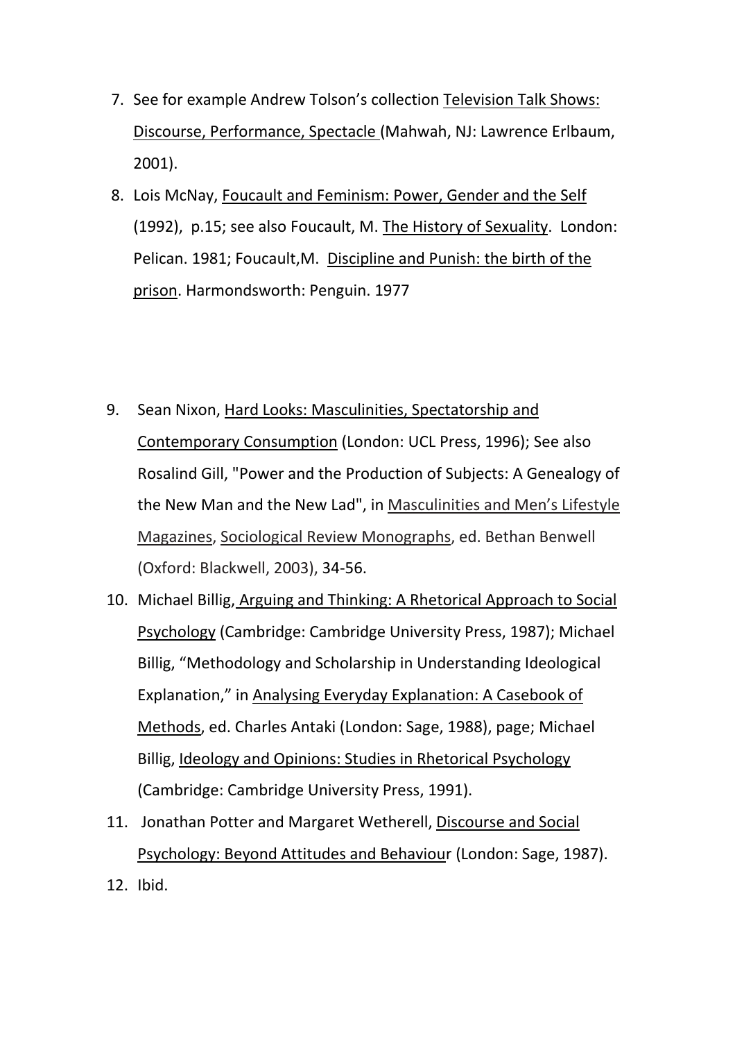7. See for example Andrew Tolson's collection Television Talk Shows: Discourse, Performance, Spectacle (Mahwah, NJ: Lawrence Erlbaum, 2001).
8. Lois McNay, Foucault and Feminism: Power, Gender and the Self (1992), p.15; see also Foucault, M. The History of Sexuality. London: Pelican. 1981; Foucault,M. Discipline and Punish: the birth of the prison. Harmondsworth: Penguin. 1977

9. Sean Nixon, Hard Looks: Masculinities, Spectatorship and Contemporary Consumption (London: UCL Press, 1996); See also Rosalind Gill, "Power and the Production of Subjects: A Genealogy of the New Man and the New Lad", in Masculinities and Men's Lifestyle Magazines, Sociological Review Monographs, ed. Bethan Benwell (Oxford: Blackwell, 2003), 34-56.
10. Michael Billig, Arguing and Thinking: A Rhetorical Approach to Social Psychology (Cambridge: Cambridge University Press, 1987); Michael Billig, "Methodology and Scholarship in Understanding Ideological Explanation," in Analysing Everyday Explanation: A Casebook of Methods, ed. Charles Antaki (London: Sage, 1988), page; Michael Billig, Ideology and Opinions: Studies in Rhetorical Psychology (Cambridge: Cambridge University Press, 1991).
11. Jonathan Potter and Margaret Wetherell, Discourse and Social Psychology: Beyond Attitudes and Behaviour (London: Sage, 1987).
12. Ibid.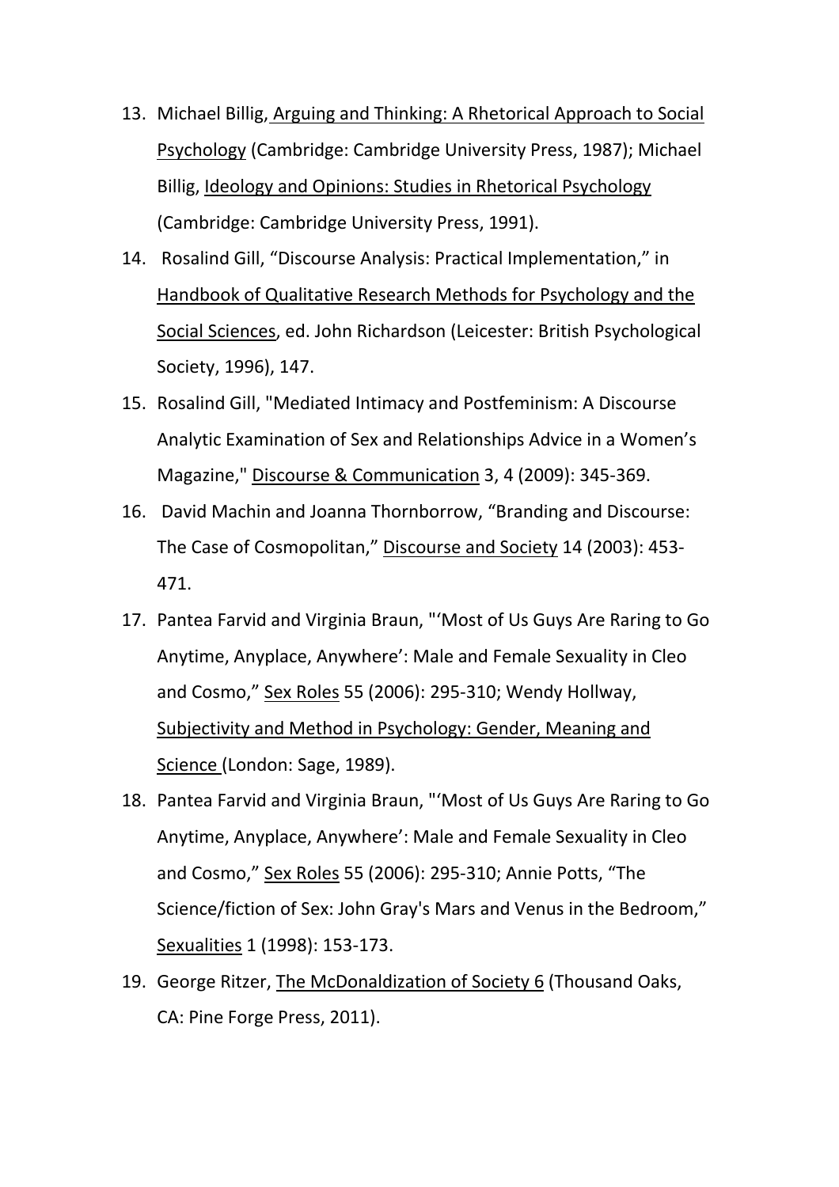13. Michael Billig, <u>Arguing and Thinking: A Rhetorical Approach to Social Psychology</u> (Cambridge: Cambridge University Press, 1987); Michael Billig, <u>Ideology and Opinions: Studies in Rhetorical Psychology</u> (Cambridge: Cambridge University Press, 1991).
14. Rosalind Gill, "Discourse Analysis: Practical Implementation," in <u>Handbook of Qualitative Research Methods for Psychology and the Social Sciences</u>, ed. John Richardson (Leicester: British Psychological Society, 1996), 147.
15. Rosalind Gill, "Mediated Intimacy and Postfeminism: A Discourse Analytic Examination of Sex and Relationships Advice in a Women's Magazine," <u>Discourse & Communication</u> 3, 4 (2009): 345-369.
16. David Machin and Joanna Thornborrow, "Branding and Discourse: The Case of Cosmopolitan," <u>Discourse and Society</u> 14 (2003): 453-471.
17. Pantea Farvid and Virginia Braun, "'Most of Us Guys Are Raring to Go Anytime, Anyplace, Anywhere': Male and Female Sexuality in Cleo and Cosmo," <u>Sex Roles</u> 55 (2006): 295-310; Wendy Hollway, <u>Subjectivity and Method in Psychology: Gender, Meaning and Science</u> (London: Sage, 1989).
18. Pantea Farvid and Virginia Braun, "'Most of Us Guys Are Raring to Go Anytime, Anyplace, Anywhere': Male and Female Sexuality in Cleo and Cosmo," <u>Sex Roles</u> 55 (2006): 295-310; Annie Potts, "The Science/fiction of Sex: John Gray's Mars and Venus in the Bedroom," <u>Sexualities</u> 1 (1998): 153-173.
19. George Ritzer, <u>The McDonaldization of Society 6</u> (Thousand Oaks, CA: Pine Forge Press, 2011).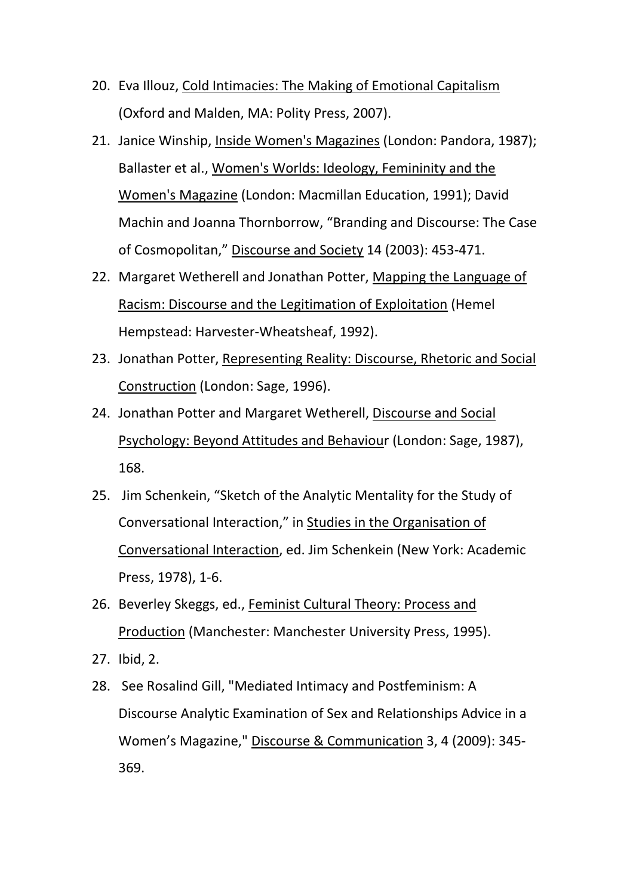20. Eva Illouz, Cold Intimacies: The Making of Emotional Capitalism (Oxford and Malden, MA: Polity Press, 2007).
21. Janice Winship, Inside Women's Magazines (London: Pandora, 1987); Ballaster et al., Women's Worlds: Ideology, Femininity and the Women's Magazine (London: Macmillan Education, 1991); David Machin and Joanna Thornborrow, “Branding and Discourse: The Case of Cosmopolitan,” Discourse and Society 14 (2003): 453-471.
22. Margaret Wetherell and Jonathan Potter, Mapping the Language of Racism: Discourse and the Legitimation of Exploitation (Hemel Hempstead: Harvester-Wheatsheaf, 1992).
23. Jonathan Potter, Representing Reality: Discourse, Rhetoric and Social Construction (London: Sage, 1996).
24. Jonathan Potter and Margaret Wetherell, Discourse and Social Psychology: Beyond Attitudes and Behaviour (London: Sage, 1987), 168.
25. Jim Schenkein, “Sketch of the Analytic Mentality for the Study of Conversational Interaction,” in Studies in the Organisation of Conversational Interaction, ed. Jim Schenkein (New York: Academic Press, 1978), 1-6.
26. Beverley Skeggs, ed., Feminist Cultural Theory: Process and Production (Manchester: Manchester University Press, 1995).
27. Ibid, 2.
28. See Rosalind Gill, "Mediated Intimacy and Postfeminism: A Discourse Analytic Examination of Sex and Relationships Advice in a Women’s Magazine," Discourse & Communication 3, 4 (2009): 345-369.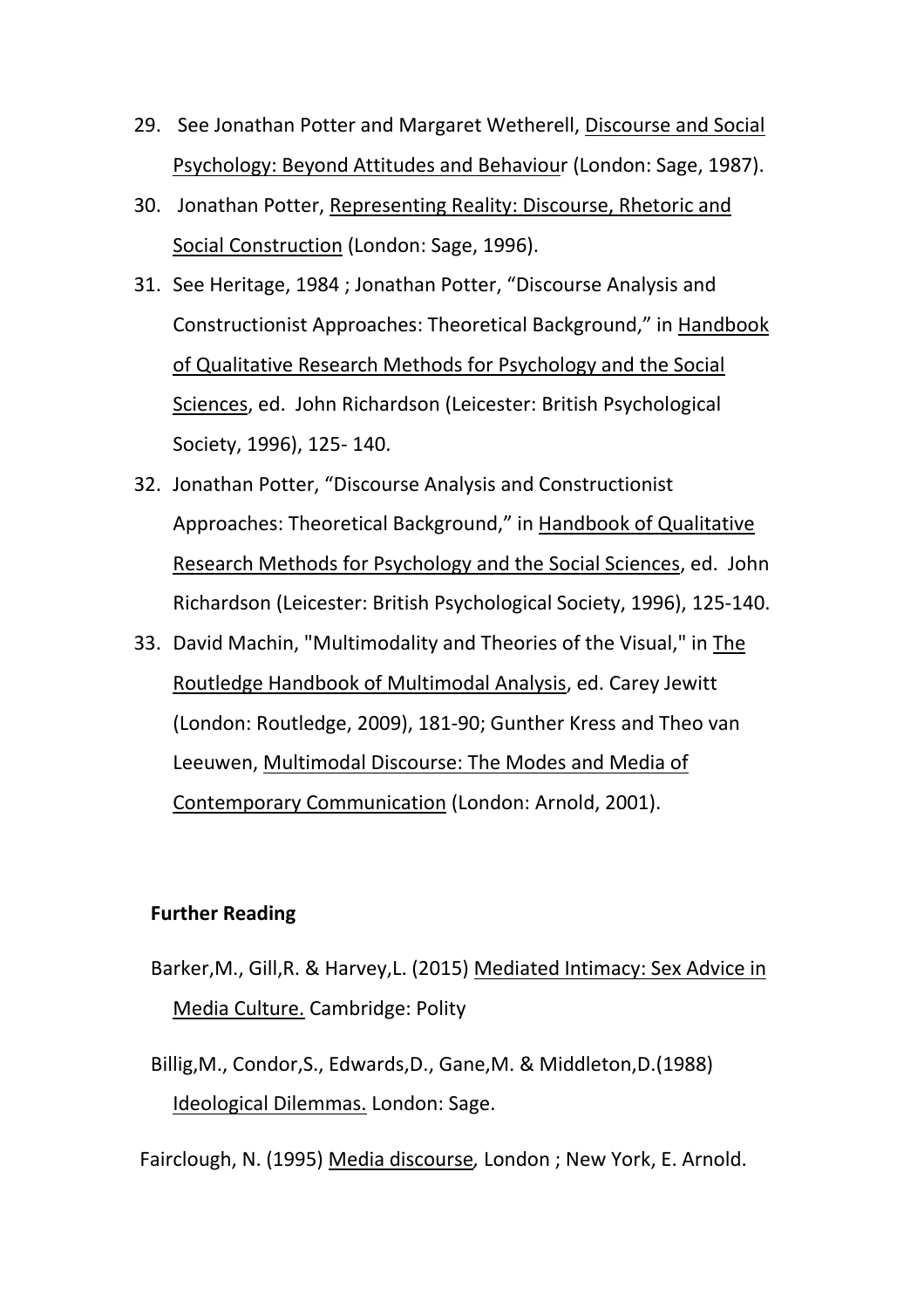29. See Jonathan Potter and Margaret Wetherell, Discourse and Social Psychology: Beyond Attitudes and Behaviour (London: Sage, 1987).
30. Jonathan Potter, Representing Reality: Discourse, Rhetoric and Social Construction (London: Sage, 1996).
31. See Heritage, 1984 ; Jonathan Potter, "Discourse Analysis and Constructionist Approaches: Theoretical Background," in Handbook of Qualitative Research Methods for Psychology and the Social Sciences, ed. John Richardson (Leicester: British Psychological Society, 1996), 125- 140.
32. Jonathan Potter, "Discourse Analysis and Constructionist Approaches: Theoretical Background," in Handbook of Qualitative Research Methods for Psychology and the Social Sciences, ed. John Richardson (Leicester: British Psychological Society, 1996), 125-140.
33. David Machin, "Multimodality and Theories of the Visual," in The Routledge Handbook of Multimodal Analysis, ed. Carey Jewitt (London: Routledge, 2009), 181-90; Gunther Kress and Theo van Leeuwen, Multimodal Discourse: The Modes and Media of Contemporary Communication (London: Arnold, 2001).

**Further Reading**

Barker,M., Gill,R. & Harvey,L. (2015) Mediated Intimacy: Sex Advice in Media Culture. Cambridge: Polity

Billig,M., Condor,S., Edwards,D., Gane,M. & Middleton,D.(1988) Ideological Dilemmas. London: Sage.

Fairclough, N. (1995) Media discourse, London ; New York, E. Arnold.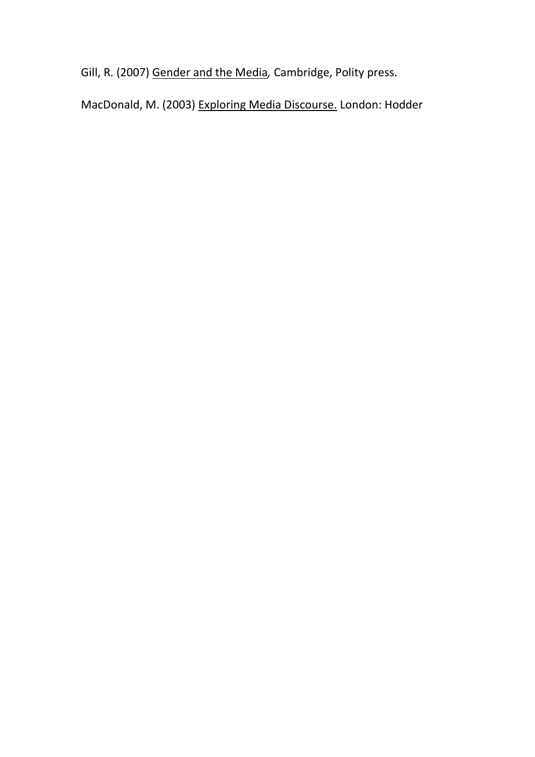Gill, R. (2007) Gender and the Media, Cambridge, Polity press.

MacDonald, M. (2003) Exploring Media Discourse. London: Hodder